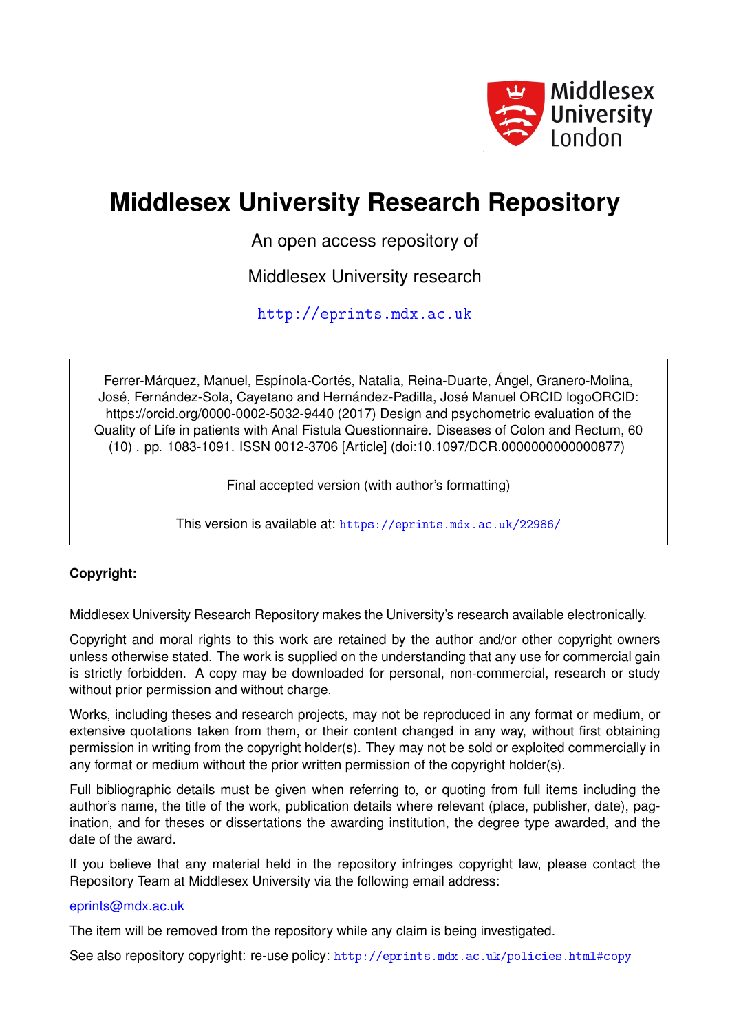# Middlesex University Research Repository

An open access repository of

Middlesex University research

http://eprints.mdx.ac.uk

Ferrer-Márquez, Manuel, Espínola-Cortés, Natalia, Reina-Duarte, Ángel, Granero-Molina, José, Fernández-Sola, Cayetano and Hernández-Padilla, José Manuel ORCID logoORCID: https://orcid.org/0000-0002-5032-9440 (2017) Design and psychometric evaluation of the Quality of Life in patients with Anal Fistula Questionnaire. Diseases of Colon and Rectum, 60 (10) . pp. 1083-1091. ISSN 0012-3706 [Article] (doi:10.1097/DCR.0000000000000877)

Final accepted version (with author's formatting)

This version is available at: https://eprints.mdx.ac.uk/22986/

**Copyright:**

Middlesex University Research Repository makes the University's research available electronically.

Copyright and moral rights to this work are retained by the author and/or other copyright owners unless otherwise stated. The work is supplied on the understanding that any use for commercial gain is strictly forbidden. A copy may be downloaded for personal, non-commercial, research or study without prior permission and without charge.

Works, including theses and research projects, may not be reproduced in any format or medium, or extensive quotations taken from them, or their content changed in any way, without first obtaining permission in writing from the copyright holder(s). They may not be sold or exploited commercially in any format or medium without the prior written permission of the copyright holder(s).

Full bibliographic details must be given when referring to, or quoting from full items including the author's name, the title of the work, publication details where relevant (place, publisher, date), pagination, and for theses or dissertations the awarding institution, the degree type awarded, and the date of the award.

If you believe that any material held in the repository infringes copyright law, please contact the Repository Team at Middlesex University via the following email address:

eprints@mdx.ac.uk

The item will be removed from the repository while any claim is being investigated.

See also repository copyright: re-use policy: http://eprints.mdx.ac.uk/policies.html#copy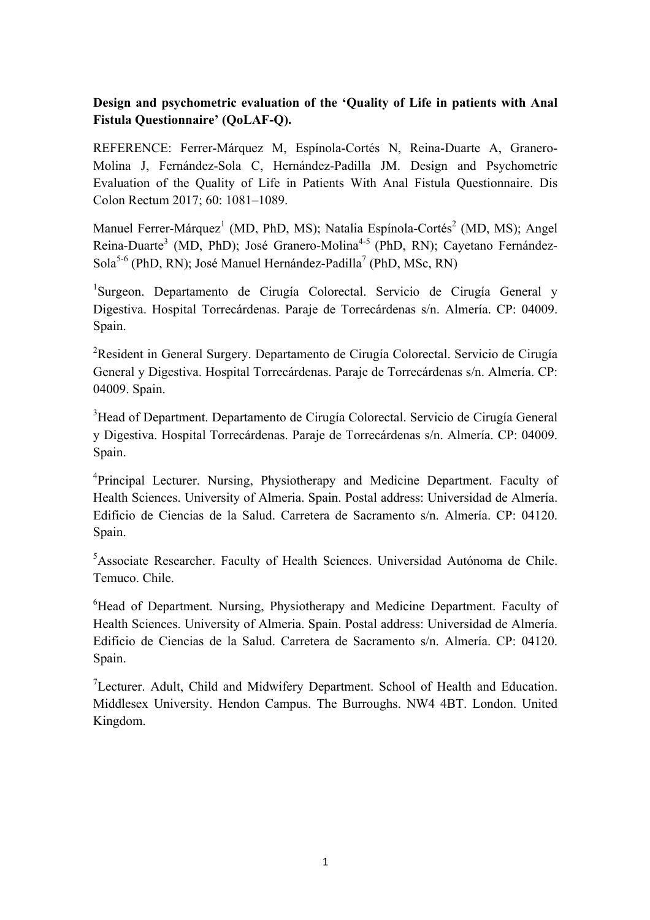**Design and psychometric evaluation of the 'Quality of Life in patients with Anal Fistula Questionnaire' (QoLAF-Q).**

REFERENCE: Ferrer-Márquez M, Espínola-Cortés N, Reina-Duarte A, Granero-Molina J, Fernández-Sola C, Hernández-Padilla JM. Design and Psychometric Evaluation of the Quality of Life in Patients With Anal Fistula Questionnaire. Dis Colon Rectum 2017; 60: 1081–1089.

Manuel Ferrer-Márquez[1] (MD, PhD, MS); Natalia Espínola-Cortés[2] (MD, MS); Angel Reina-Duarte[3] (MD, PhD); José Granero-Molina[4-5] (PhD, RN); Cayetano Fernández-Sola[5-6] (PhD, RN); José Manuel Hernández-Padilla[7] (PhD, MSc, RN)

[1]Surgeon. Departamento de Cirugía Colorectal. Servicio de Cirugía General y Digestiva. Hospital Torrecárdenas. Paraje de Torrecárdenas s/n. Almería. CP: 04009. Spain.

[2]Resident in General Surgery. Departamento de Cirugía Colorectal. Servicio de Cirugía General y Digestiva. Hospital Torrecárdenas. Paraje de Torrecárdenas s/n. Almería. CP: 04009. Spain.

[3]Head of Department. Departamento de Cirugía Colorectal. Servicio de Cirugía General y Digestiva. Hospital Torrecárdenas. Paraje de Torrecárdenas s/n. Almería. CP: 04009. Spain.

[4]Principal Lecturer. Nursing, Physiotherapy and Medicine Department. Faculty of Health Sciences. University of Almeria. Spain. Postal address: Universidad de Almería. Edificio de Ciencias de la Salud. Carretera de Sacramento s/n. Almería. CP: 04120. Spain.

[5]Associate Researcher. Faculty of Health Sciences. Universidad Autónoma de Chile. Temuco. Chile.

[6]Head of Department. Nursing, Physiotherapy and Medicine Department. Faculty of Health Sciences. University of Almeria. Spain. Postal address: Universidad de Almería. Edificio de Ciencias de la Salud. Carretera de Sacramento s/n. Almería. CP: 04120. Spain.

[7]Lecturer. Adult, Child and Midwifery Department. School of Health and Education. Middlesex University. Hendon Campus. The Burroughs. NW4 4BT. London. United Kingdom.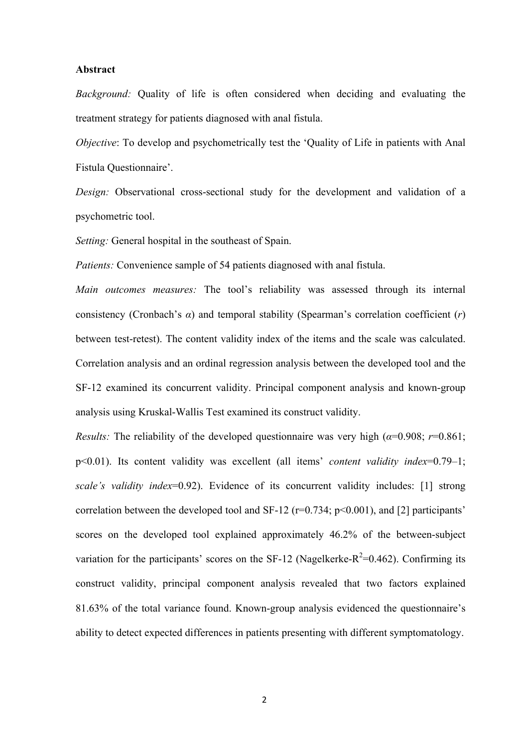**Abstract**

*Background:* Quality of life is often considered when deciding and evaluating the treatment strategy for patients diagnosed with anal fistula.

*Objective*: To develop and psychometrically test the 'Quality of Life in patients with Anal Fistula Questionnaire'.

*Design:* Observational cross-sectional study for the development and validation of a psychometric tool.

*Setting:* General hospital in the southeast of Spain.

*Patients:* Convenience sample of 54 patients diagnosed with anal fistula.

*Main outcomes measures:* The tool's reliability was assessed through its internal consistency (Cronbach's $\alpha$) and temporal stability (Spearman's correlation coefficient ($r$) between test-retest). The content validity index of the items and the scale was calculated. Correlation analysis and an ordinal regression analysis between the developed tool and the SF-12 examined its concurrent validity. Principal component analysis and known-group analysis using Kruskal-Wallis Test examined its construct validity.

*Results:* The reliability of the developed questionnaire was very high ($\alpha$=0.908; $r$=0.861; p<0.01). Its content validity was excellent (all items' *content validity index*=0.79–1; *scale's validity index*=0.92). Evidence of its concurrent validity includes: [1] strong correlation between the developed tool and SF-12 (r=0.734; p<0.001), and [2] participants' scores on the developed tool explained approximately 46.2% of the between-subject variation for the participants' scores on the SF-12 (Nagelkerke-$R^2$=0.462). Confirming its construct validity, principal component analysis revealed that two factors explained 81.63% of the total variance found. Known-group analysis evidenced the questionnaire's ability to detect expected differences in patients presenting with different symptomatology.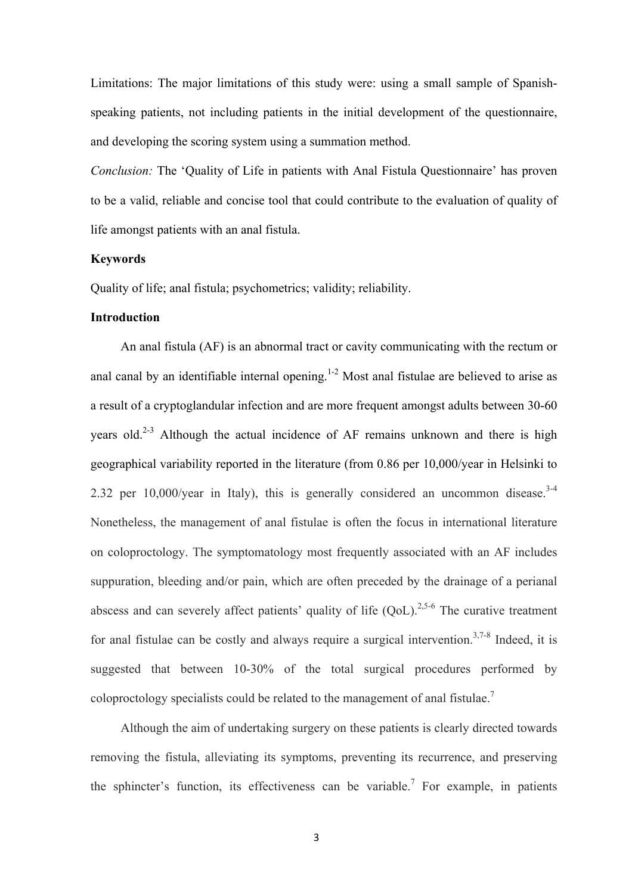Limitations: The major limitations of this study were: using a small sample of Spanish-speaking patients, not including patients in the initial development of the questionnaire, and developing the scoring system using a summation method.

*Conclusion:* The 'Quality of Life in patients with Anal Fistula Questionnaire' has proven to be a valid, reliable and concise tool that could contribute to the evaluation of quality of life amongst patients with an anal fistula.

**Keywords**

Quality of life; anal fistula; psychometrics; validity; reliability.

**Introduction**

An anal fistula (AF) is an abnormal tract or cavity communicating with the rectum or anal canal by an identifiable internal opening.[1-2] Most anal fistulae are believed to arise as a result of a cryptoglandular infection and are more frequent amongst adults between 30-60 years old.[2-3] Although the actual incidence of AF remains unknown and there is high geographical variability reported in the literature (from 0.86 per 10,000/year in Helsinki to 2.32 per 10,000/year in Italy), this is generally considered an uncommon disease.[3-4] Nonetheless, the management of anal fistulae is often the focus in international literature on coloproctology. The symptomatology most frequently associated with an AF includes suppuration, bleeding and/or pain, which are often preceded by the drainage of a perianal abscess and can severely affect patients' quality of life (QoL).[2,5-6] The curative treatment for anal fistulae can be costly and always require a surgical intervention.[3,7-8] Indeed, it is suggested that between 10-30% of the total surgical procedures performed by coloproctology specialists could be related to the management of anal fistulae.[7]

Although the aim of undertaking surgery on these patients is clearly directed towards removing the fistula, alleviating its symptoms, preventing its recurrence, and preserving the sphincter's function, its effectiveness can be variable.[7] For example, in patients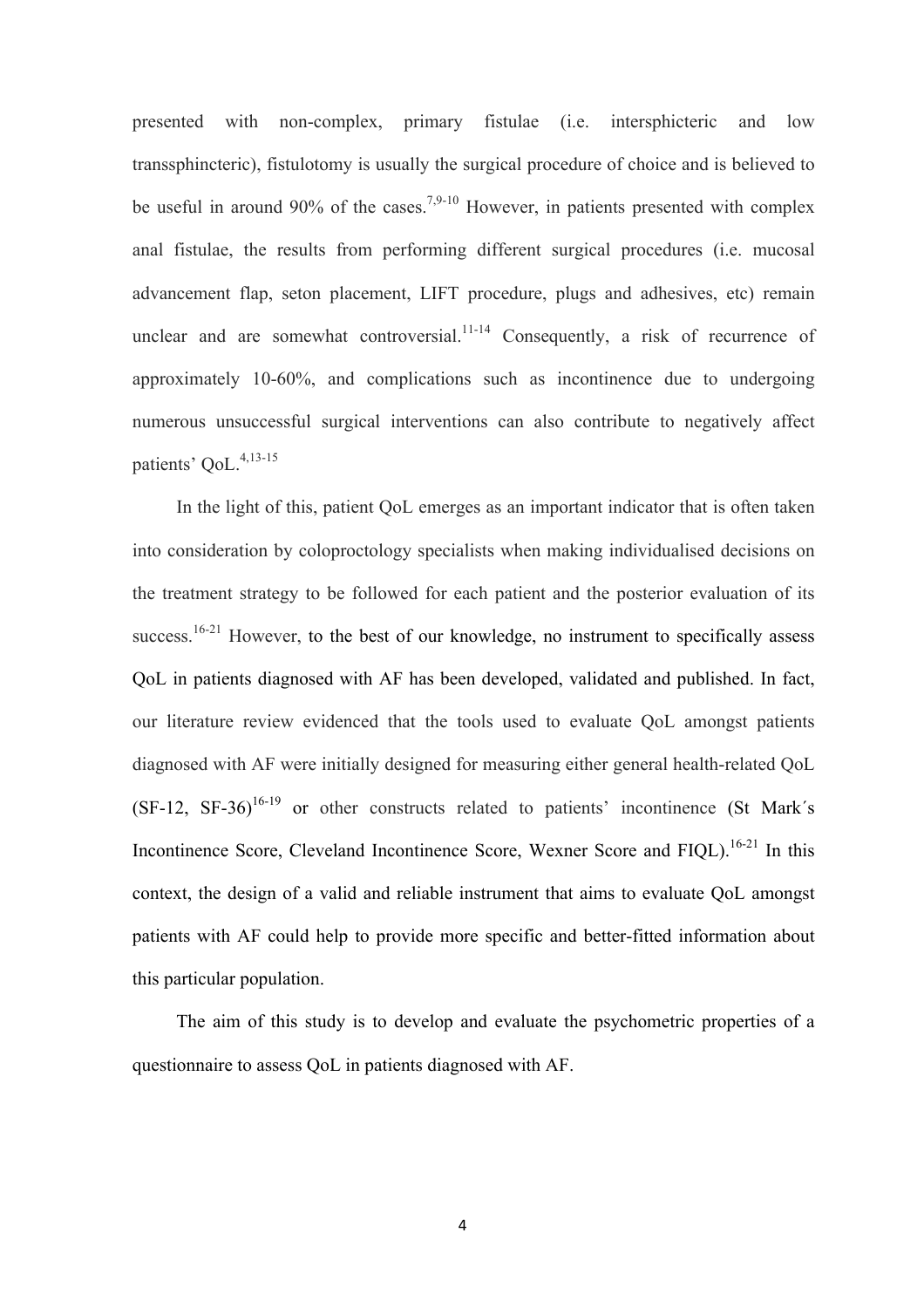presented with non-complex, primary fistulae (i.e. intersphicteric and low transsphincteric), fistulotomy is usually the surgical procedure of choice and is believed to be useful in around 90% of the cases.[7,9-10] However, in patients presented with complex anal fistulae, the results from performing different surgical procedures (i.e. mucosal advancement flap, seton placement, LIFT procedure, plugs and adhesives, etc) remain unclear and are somewhat controversial.[11-14] Consequently, a risk of recurrence of approximately 10-60%, and complications such as incontinence due to undergoing numerous unsuccessful surgical interventions can also contribute to negatively affect patients' QoL.[4,13-15]

In the light of this, patient QoL emerges as an important indicator that is often taken into consideration by coloproctology specialists when making individualised decisions on the treatment strategy to be followed for each patient and the posterior evaluation of its success.[16-21] However, to the best of our knowledge, no instrument to specifically assess QoL in patients diagnosed with AF has been developed, validated and published. In fact, our literature review evidenced that the tools used to evaluate QoL amongst patients diagnosed with AF were initially designed for measuring either general health-related QoL (SF-12, SF-36)[16-19] or other constructs related to patients' incontinence (St Mark´s Incontinence Score, Cleveland Incontinence Score, Wexner Score and FIQL).[16-21] In this context, the design of a valid and reliable instrument that aims to evaluate QoL amongst patients with AF could help to provide more specific and better-fitted information about this particular population.

The aim of this study is to develop and evaluate the psychometric properties of a questionnaire to assess QoL in patients diagnosed with AF.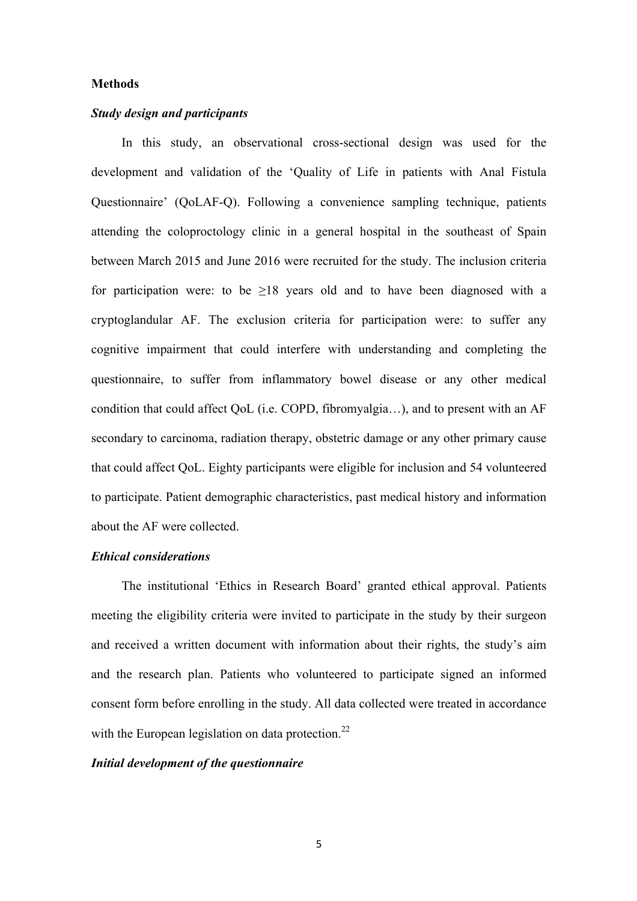## Methods

### *Study design and participants*

In this study, an observational cross-sectional design was used for the development and validation of the 'Quality of Life in patients with Anal Fistula Questionnaire' (QoLAF-Q). Following a convenience sampling technique, patients attending the coloproctology clinic in a general hospital in the southeast of Spain between March 2015 and June 2016 were recruited for the study. The inclusion criteria for participation were: to be ≥18 years old and to have been diagnosed with a cryptoglandular AF. The exclusion criteria for participation were: to suffer any cognitive impairment that could interfere with understanding and completing the questionnaire, to suffer from inflammatory bowel disease or any other medical condition that could affect QoL (i.e. COPD, fibromyalgia…), and to present with an AF secondary to carcinoma, radiation therapy, obstetric damage or any other primary cause that could affect QoL. Eighty participants were eligible for inclusion and 54 volunteered to participate. Patient demographic characteristics, past medical history and information about the AF were collected.

### *Ethical considerations*

The institutional 'Ethics in Research Board' granted ethical approval. Patients meeting the eligibility criteria were invited to participate in the study by their surgeon and received a written document with information about their rights, the study's aim and the research plan. Patients who volunteered to participate signed an informed consent form before enrolling in the study. All data collected were treated in accordance with the European legislation on data protection.[22]

### *Initial development of the questionnaire*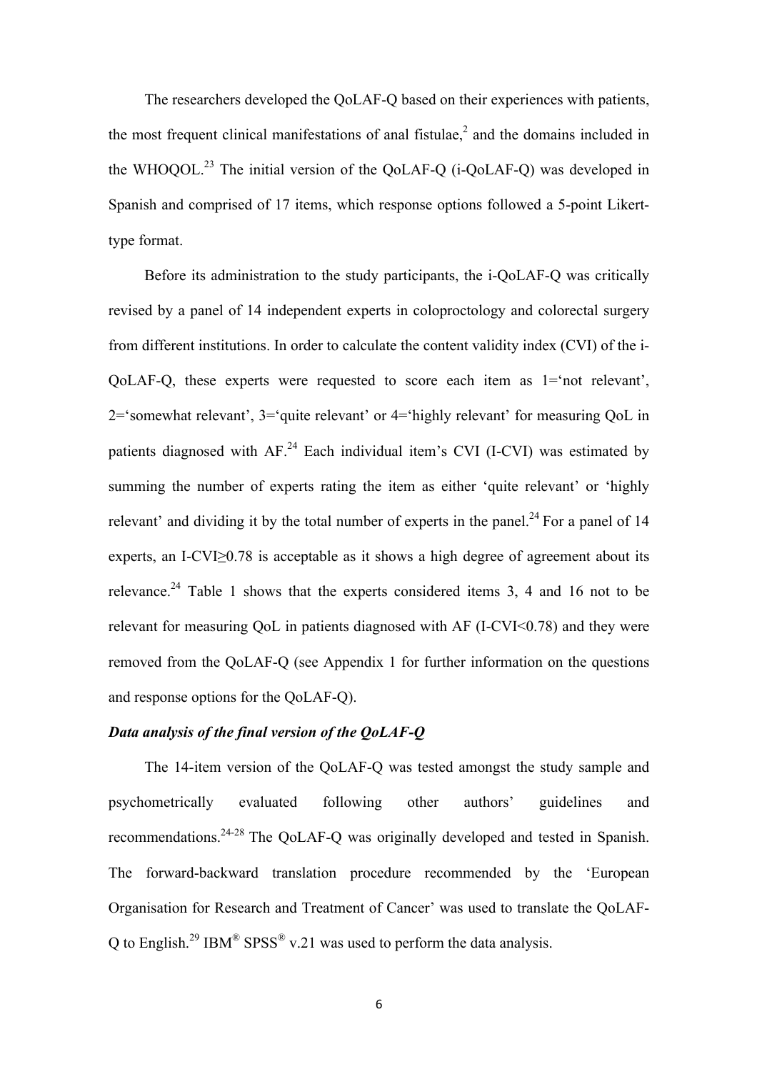The researchers developed the QoLAF-Q based on their experiences with patients, the most frequent clinical manifestations of anal fistulae,[2] and the domains included in the WHOQOL.[23] The initial version of the QoLAF-Q (i-QoLAF-Q) was developed in Spanish and comprised of 17 items, which response options followed a 5-point Likert-type format.

Before its administration to the study participants, the i-QoLAF-Q was critically revised by a panel of 14 independent experts in coloproctology and colorectal surgery from different institutions. In order to calculate the content validity index (CVI) of the i-QoLAF-Q, these experts were requested to score each item as 1='not relevant', 2='somewhat relevant', 3='quite relevant' or 4='highly relevant' for measuring QoL in patients diagnosed with AF.[24] Each individual item's CVI (I-CVI) was estimated by summing the number of experts rating the item as either 'quite relevant' or 'highly relevant' and dividing it by the total number of experts in the panel.[24] For a panel of 14 experts, an I-CVI≥0.78 is acceptable as it shows a high degree of agreement about its relevance.[24] Table 1 shows that the experts considered items 3, 4 and 16 not to be relevant for measuring QoL in patients diagnosed with AF (I-CVI<0.78) and they were removed from the QoLAF-Q (see Appendix 1 for further information on the questions and response options for the QoLAF-Q).

***Data analysis of the final version of the QoLAF-Q***

The 14-item version of the QoLAF-Q was tested amongst the study sample and psychometrically evaluated following other authors' guidelines and recommendations.[24-28] The QoLAF-Q was originally developed and tested in Spanish. The forward-backward translation procedure recommended by the 'European Organisation for Research and Treatment of Cancer' was used to translate the QoLAF-Q to English.[29] IBM® SPSS® v.21 was used to perform the data analysis.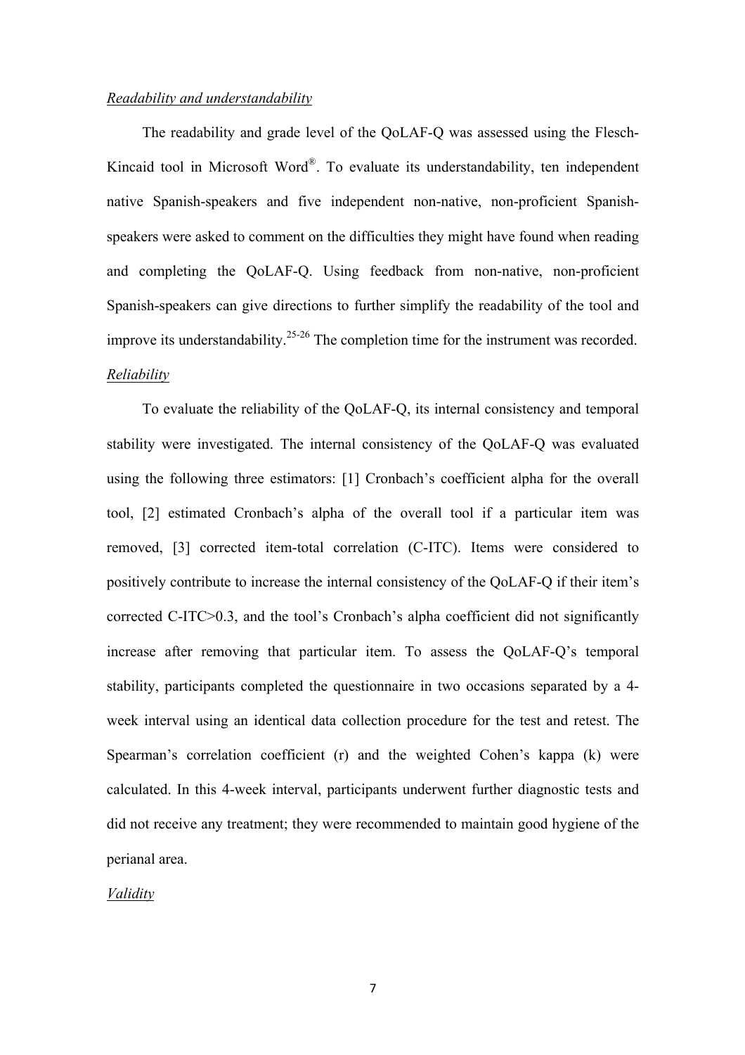*Readability and understandability*

The readability and grade level of the QoLAF-Q was assessed using the Flesch-Kincaid tool in Microsoft Word®. To evaluate its understandability, ten independent native Spanish-speakers and five independent non-native, non-proficient Spanish-speakers were asked to comment on the difficulties they might have found when reading and completing the QoLAF-Q. Using feedback from non-native, non-proficient Spanish-speakers can give directions to further simplify the readability of the tool and improve its understandability.[25-26] The completion time for the instrument was recorded.

*Reliability*

To evaluate the reliability of the QoLAF-Q, its internal consistency and temporal stability were investigated. The internal consistency of the QoLAF-Q was evaluated using the following three estimators: [1] Cronbach's coefficient alpha for the overall tool, [2] estimated Cronbach's alpha of the overall tool if a particular item was removed, [3] corrected item-total correlation (C-ITC). Items were considered to positively contribute to increase the internal consistency of the QoLAF-Q if their item's corrected C-ITC>0.3, and the tool's Cronbach's alpha coefficient did not significantly increase after removing that particular item. To assess the QoLAF-Q's temporal stability, participants completed the questionnaire in two occasions separated by a 4-week interval using an identical data collection procedure for the test and retest. The Spearman's correlation coefficient (r) and the weighted Cohen's kappa (k) were calculated. In this 4-week interval, participants underwent further diagnostic tests and did not receive any treatment; they were recommended to maintain good hygiene of the perianal area.

*Validity*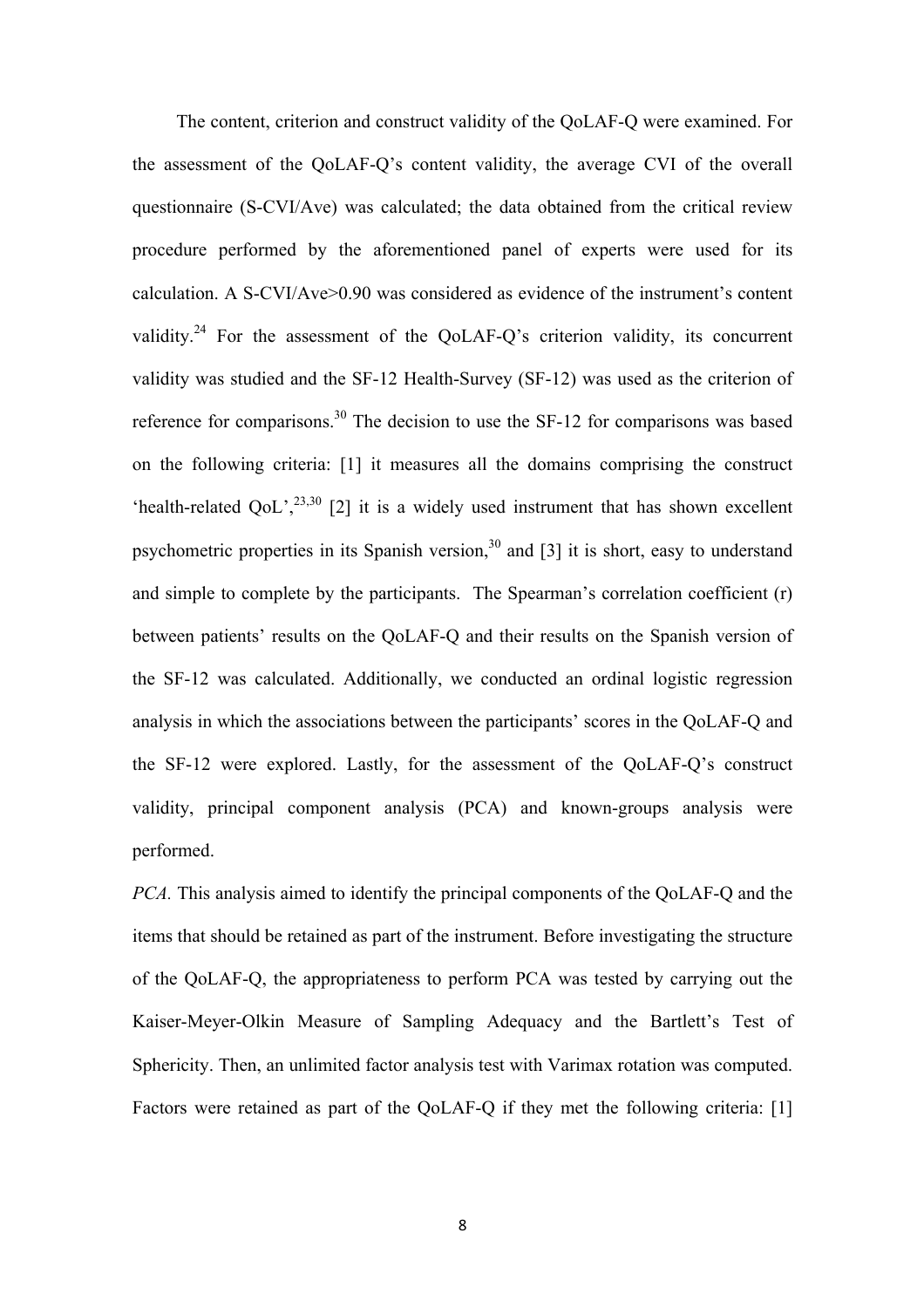The content, criterion and construct validity of the QoLAF-Q were examined. For the assessment of the QoLAF-Q's content validity, the average CVI of the overall questionnaire (S-CVI/Ave) was calculated; the data obtained from the critical review procedure performed by the aforementioned panel of experts were used for its calculation. A S-CVI/Ave>0.90 was considered as evidence of the instrument's content validity.[24] For the assessment of the QoLAF-Q's criterion validity, its concurrent validity was studied and the SF-12 Health-Survey (SF-12) was used as the criterion of reference for comparisons.[30] The decision to use the SF-12 for comparisons was based on the following criteria: [1] it measures all the domains comprising the construct 'health-related QoL',[23,30] [2] it is a widely used instrument that has shown excellent psychometric properties in its Spanish version,[30] and [3] it is short, easy to understand and simple to complete by the participants. The Spearman's correlation coefficient (r) between patients' results on the QoLAF-Q and their results on the Spanish version of the SF-12 was calculated. Additionally, we conducted an ordinal logistic regression analysis in which the associations between the participants' scores in the QoLAF-Q and the SF-12 were explored. Lastly, for the assessment of the QoLAF-Q's construct validity, principal component analysis (PCA) and known-groups analysis were performed.

*PCA.* This analysis aimed to identify the principal components of the QoLAF-Q and the items that should be retained as part of the instrument. Before investigating the structure of the QoLAF-Q, the appropriateness to perform PCA was tested by carrying out the Kaiser-Meyer-Olkin Measure of Sampling Adequacy and the Bartlett's Test of Sphericity. Then, an unlimited factor analysis test with Varimax rotation was computed. Factors were retained as part of the QoLAF-Q if they met the following criteria: [1]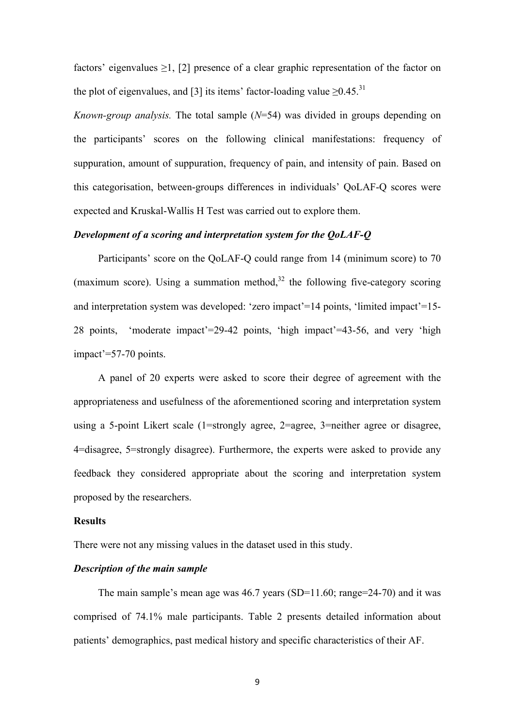factors' eigenvalues ≥1, [2] presence of a clear graphic representation of the factor on the plot of eigenvalues, and [3] its items' factor-loading value ≥0.45.[31]

*Known-group analysis.* The total sample (*N*=54) was divided in groups depending on the participants' scores on the following clinical manifestations: frequency of suppuration, amount of suppuration, frequency of pain, and intensity of pain. Based on this categorisation, between-groups differences in individuals' QoLAF-Q scores were expected and Kruskal-Wallis H Test was carried out to explore them.

***Development of a scoring and interpretation system for the QoLAF-Q***

Participants' score on the QoLAF-Q could range from 14 (minimum score) to 70 (maximum score). Using a summation method,[32] the following five-category scoring and interpretation system was developed: 'zero impact'=14 points, 'limited impact'=15-28 points, 'moderate impact'=29-42 points, 'high impact'=43-56, and very 'high impact'=57-70 points.

A panel of 20 experts were asked to score their degree of agreement with the appropriateness and usefulness of the aforementioned scoring and interpretation system using a 5-point Likert scale (1=strongly agree, 2=agree, 3=neither agree or disagree, 4=disagree, 5=strongly disagree). Furthermore, the experts were asked to provide any feedback they considered appropriate about the scoring and interpretation system proposed by the researchers.

**Results**

There were not any missing values in the dataset used in this study.

***Description of the main sample***

The main sample's mean age was 46.7 years (SD=11.60; range=24-70) and it was comprised of 74.1% male participants. Table 2 presents detailed information about patients' demographics, past medical history and specific characteristics of their AF.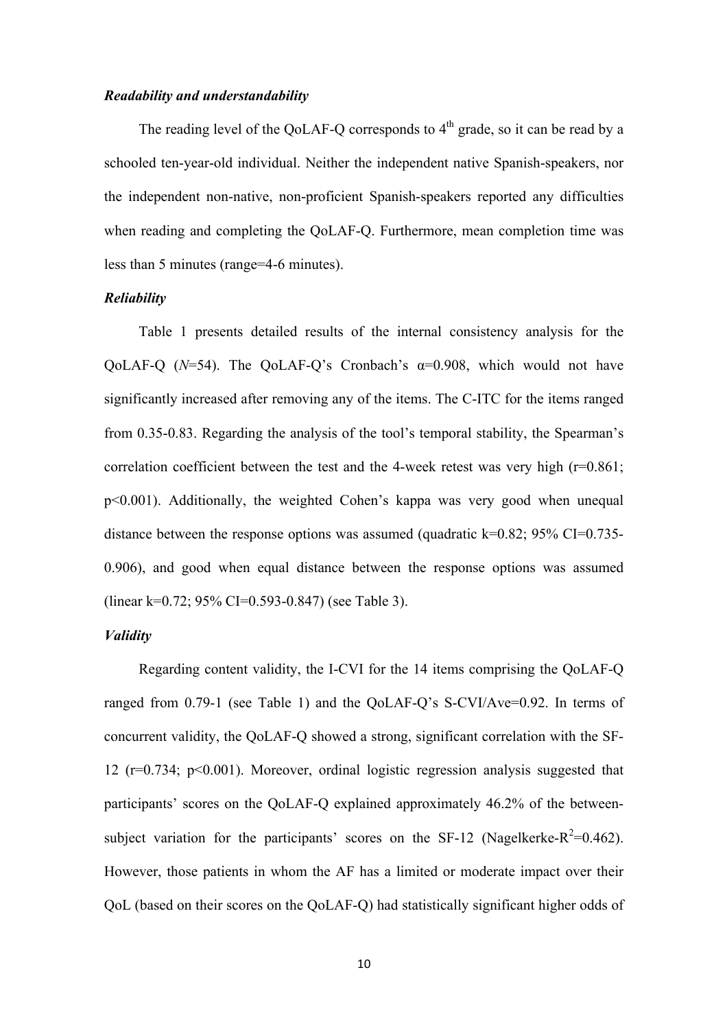***Readability and understandability***

The reading level of the QoLAF-Q corresponds to 4th grade, so it can be read by a schooled ten-year-old individual. Neither the independent native Spanish-speakers, nor the independent non-native, non-proficient Spanish-speakers reported any difficulties when reading and completing the QoLAF-Q. Furthermore, mean completion time was less than 5 minutes (range=4-6 minutes).

***Reliability***

Table 1 presents detailed results of the internal consistency analysis for the QoLAF-Q ($N$=54). The QoLAF-Q's Cronbach's $\alpha$=0.908, which would not have significantly increased after removing any of the items. The C-ITC for the items ranged from 0.35-0.83. Regarding the analysis of the tool's temporal stability, the Spearman's correlation coefficient between the test and the 4-week retest was very high ($r$=0.861; $p<0.001$). Additionally, the weighted Cohen's kappa was very good when unequal distance between the response options was assumed (quadratic k=0.82; 95% CI=0.735-0.906), and good when equal distance between the response options was assumed (linear k=0.72; 95% CI=0.593-0.847) (see Table 3).

***Validity***

Regarding content validity, the I-CVI for the 14 items comprising the QoLAF-Q ranged from 0.79-1 (see Table 1) and the QoLAF-Q's S-CVI/Ave=0.92. In terms of concurrent validity, the QoLAF-Q showed a strong, significant correlation with the SF-12 ($r$=0.734; $p<0.001$). Moreover, ordinal logistic regression analysis suggested that participants' scores on the QoLAF-Q explained approximately 46.2% of the between-subject variation for the participants' scores on the SF-12 (Nagelkerke-$R^2$=0.462). However, those patients in whom the AF has a limited or moderate impact over their QoL (based on their scores on the QoLAF-Q) had statistically significant higher odds of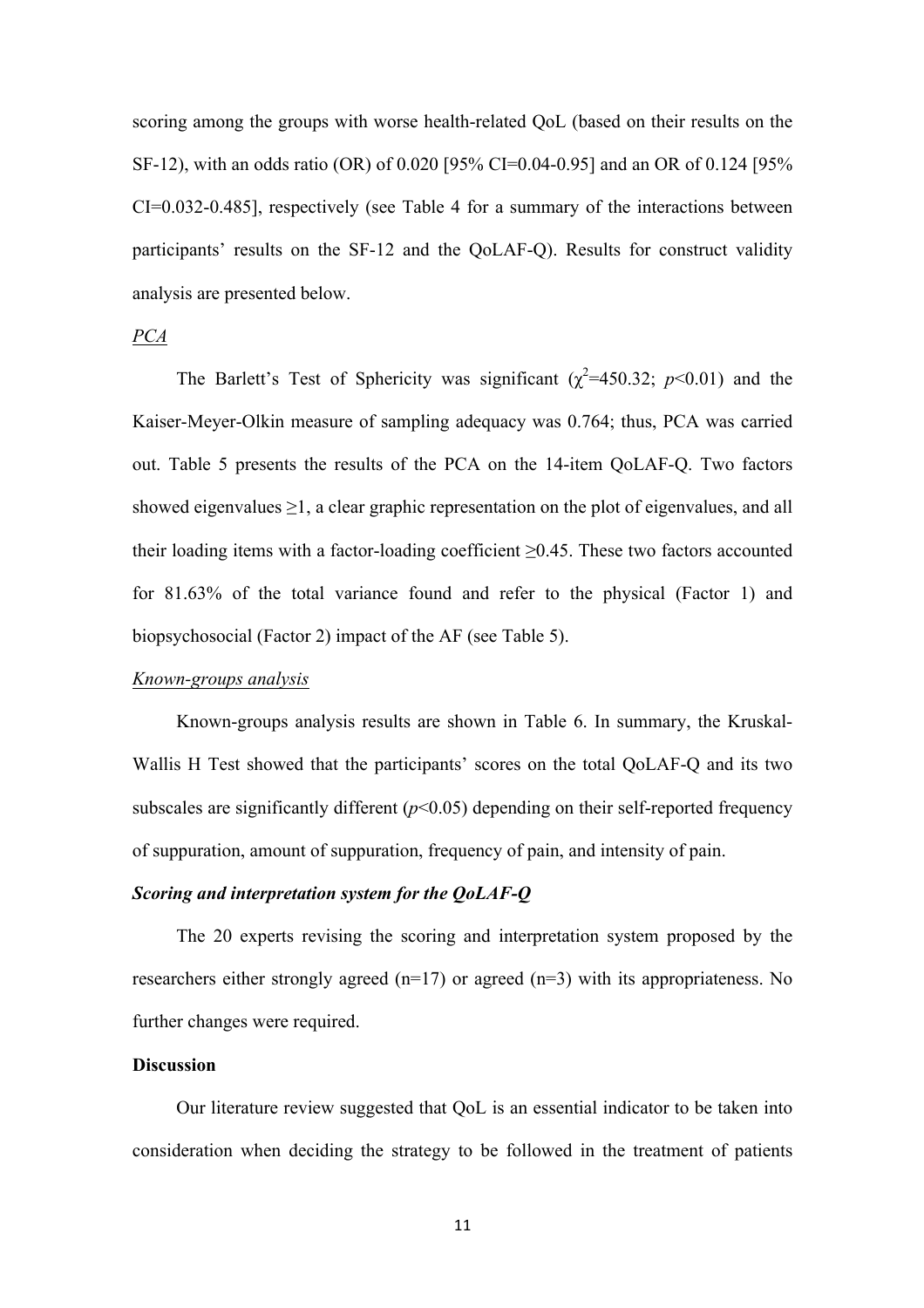scoring among the groups with worse health-related QoL (based on their results on the SF-12), with an odds ratio (OR) of 0.020 [95% CI=0.04-0.95] and an OR of 0.124 [95% CI=0.032-0.485], respectively (see Table 4 for a summary of the interactions between participants' results on the SF-12 and the QoLAF-Q). Results for construct validity analysis are presented below.

*PCA*

The Barlett's Test of Sphericity was significant ($\chi^2$=450.32; $p$<0.01) and the Kaiser-Meyer-Olkin measure of sampling adequacy was 0.764; thus, PCA was carried out. Table 5 presents the results of the PCA on the 14-item QoLAF-Q. Two factors showed eigenvalues ≥1, a clear graphic representation on the plot of eigenvalues, and all their loading items with a factor-loading coefficient ≥0.45. These two factors accounted for 81.63% of the total variance found and refer to the physical (Factor 1) and biopsychosocial (Factor 2) impact of the AF (see Table 5).

*Known-groups analysis*

Known-groups analysis results are shown in Table 6. In summary, the Kruskal-Wallis H Test showed that the participants' scores on the total QoLAF-Q and its two subscales are significantly different ($p$<0.05) depending on their self-reported frequency of suppuration, amount of suppuration, frequency of pain, and intensity of pain.

***Scoring and interpretation system for the QoLAF-Q***

The 20 experts revising the scoring and interpretation system proposed by the researchers either strongly agreed (n=17) or agreed (n=3) with its appropriateness. No further changes were required.

## Discussion

Our literature review suggested that QoL is an essential indicator to be taken into consideration when deciding the strategy to be followed in the treatment of patients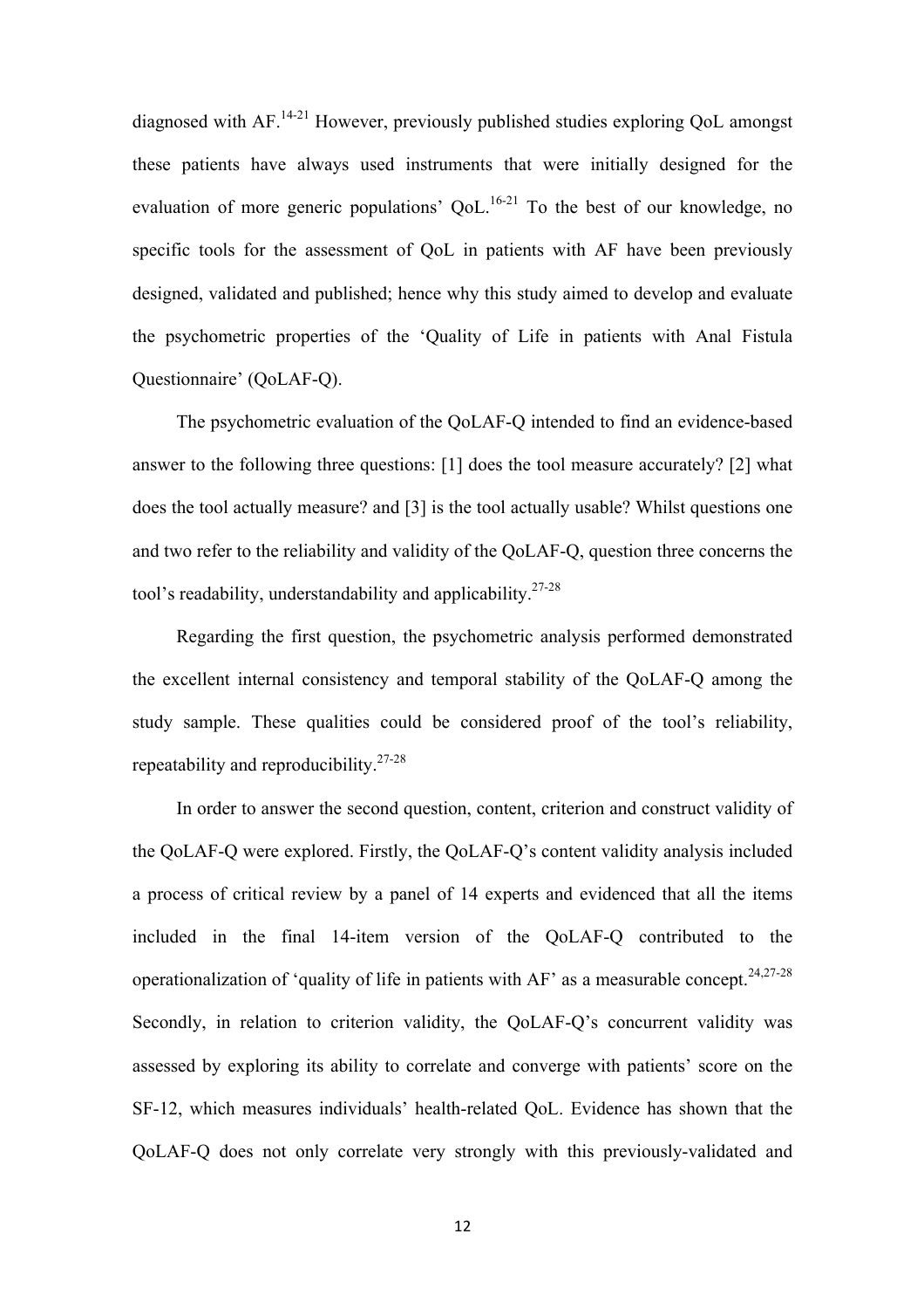diagnosed with AF.[14-21] However, previously published studies exploring QoL amongst these patients have always used instruments that were initially designed for the evaluation of more generic populations' QoL.[16-21] To the best of our knowledge, no specific tools for the assessment of QoL in patients with AF have been previously designed, validated and published; hence why this study aimed to develop and evaluate the psychometric properties of the 'Quality of Life in patients with Anal Fistula Questionnaire' (QoLAF-Q).

The psychometric evaluation of the QoLAF-Q intended to find an evidence-based answer to the following three questions: [1] does the tool measure accurately? [2] what does the tool actually measure? and [3] is the tool actually usable? Whilst questions one and two refer to the reliability and validity of the QoLAF-Q, question three concerns the tool's readability, understandability and applicability.[27-28]

Regarding the first question, the psychometric analysis performed demonstrated the excellent internal consistency and temporal stability of the QoLAF-Q among the study sample. These qualities could be considered proof of the tool's reliability, repeatability and reproducibility.[27-28]

In order to answer the second question, content, criterion and construct validity of the QoLAF-Q were explored. Firstly, the QoLAF-Q's content validity analysis included a process of critical review by a panel of 14 experts and evidenced that all the items included in the final 14-item version of the QoLAF-Q contributed to the operationalization of 'quality of life in patients with AF' as a measurable concept.[24,27-28] Secondly, in relation to criterion validity, the QoLAF-Q's concurrent validity was assessed by exploring its ability to correlate and converge with patients' score on the SF-12, which measures individuals' health-related QoL. Evidence has shown that the QoLAF-Q does not only correlate very strongly with this previously-validated and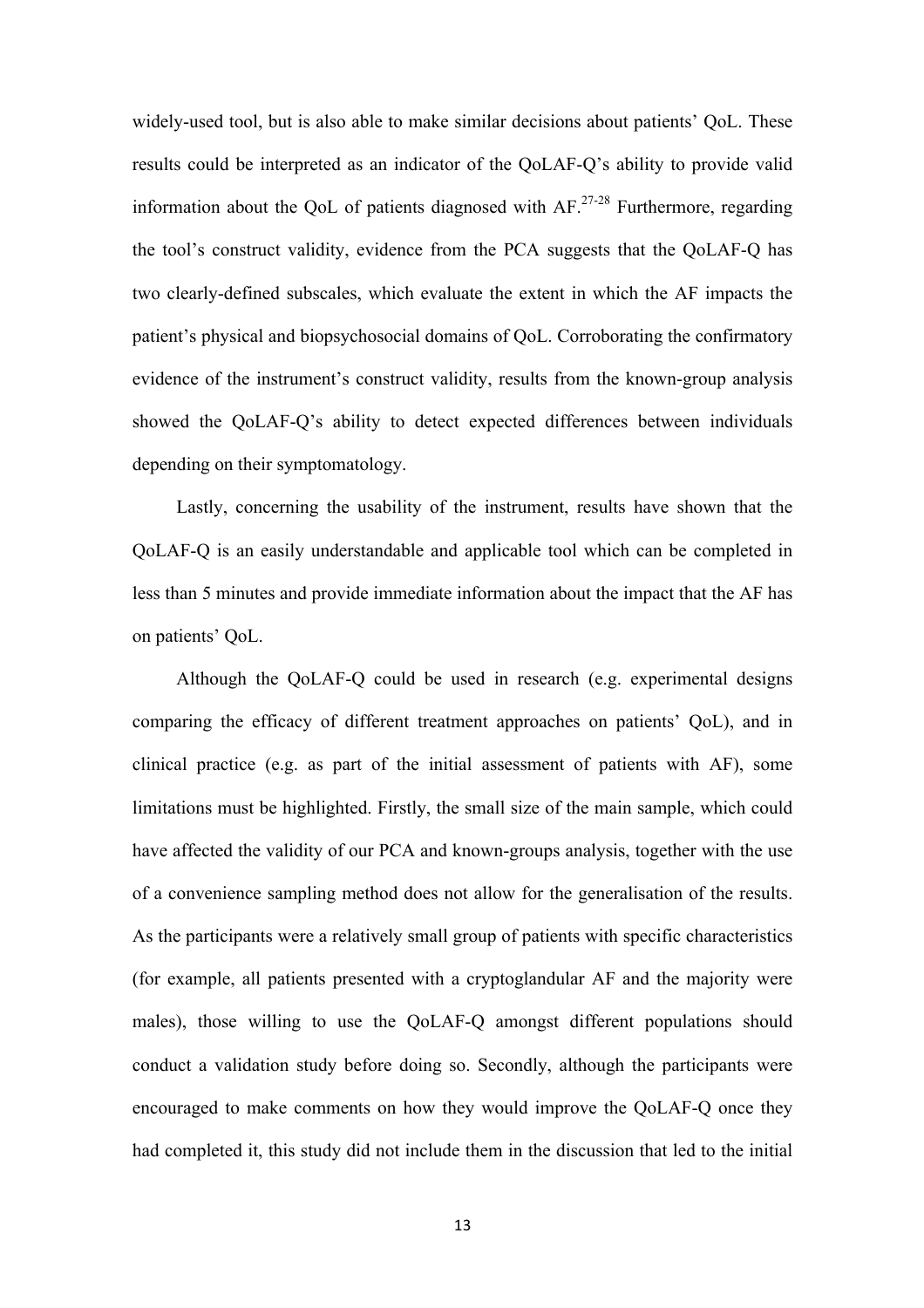widely-used tool, but is also able to make similar decisions about patients' QoL. These results could be interpreted as an indicator of the QoLAF-Q's ability to provide valid information about the QoL of patients diagnosed with AF.[27-28] Furthermore, regarding the tool's construct validity, evidence from the PCA suggests that the QoLAF-Q has two clearly-defined subscales, which evaluate the extent in which the AF impacts the patient's physical and biopsychosocial domains of QoL. Corroborating the confirmatory evidence of the instrument's construct validity, results from the known-group analysis showed the QoLAF-Q's ability to detect expected differences between individuals depending on their symptomatology.

Lastly, concerning the usability of the instrument, results have shown that the QoLAF-Q is an easily understandable and applicable tool which can be completed in less than 5 minutes and provide immediate information about the impact that the AF has on patients' QoL.

Although the QoLAF-Q could be used in research (e.g. experimental designs comparing the efficacy of different treatment approaches on patients' QoL), and in clinical practice (e.g. as part of the initial assessment of patients with AF), some limitations must be highlighted. Firstly, the small size of the main sample, which could have affected the validity of our PCA and known-groups analysis, together with the use of a convenience sampling method does not allow for the generalisation of the results. As the participants were a relatively small group of patients with specific characteristics (for example, all patients presented with a cryptoglandular AF and the majority were males), those willing to use the QoLAF-Q amongst different populations should conduct a validation study before doing so. Secondly, although the participants were encouraged to make comments on how they would improve the QoLAF-Q once they had completed it, this study did not include them in the discussion that led to the initial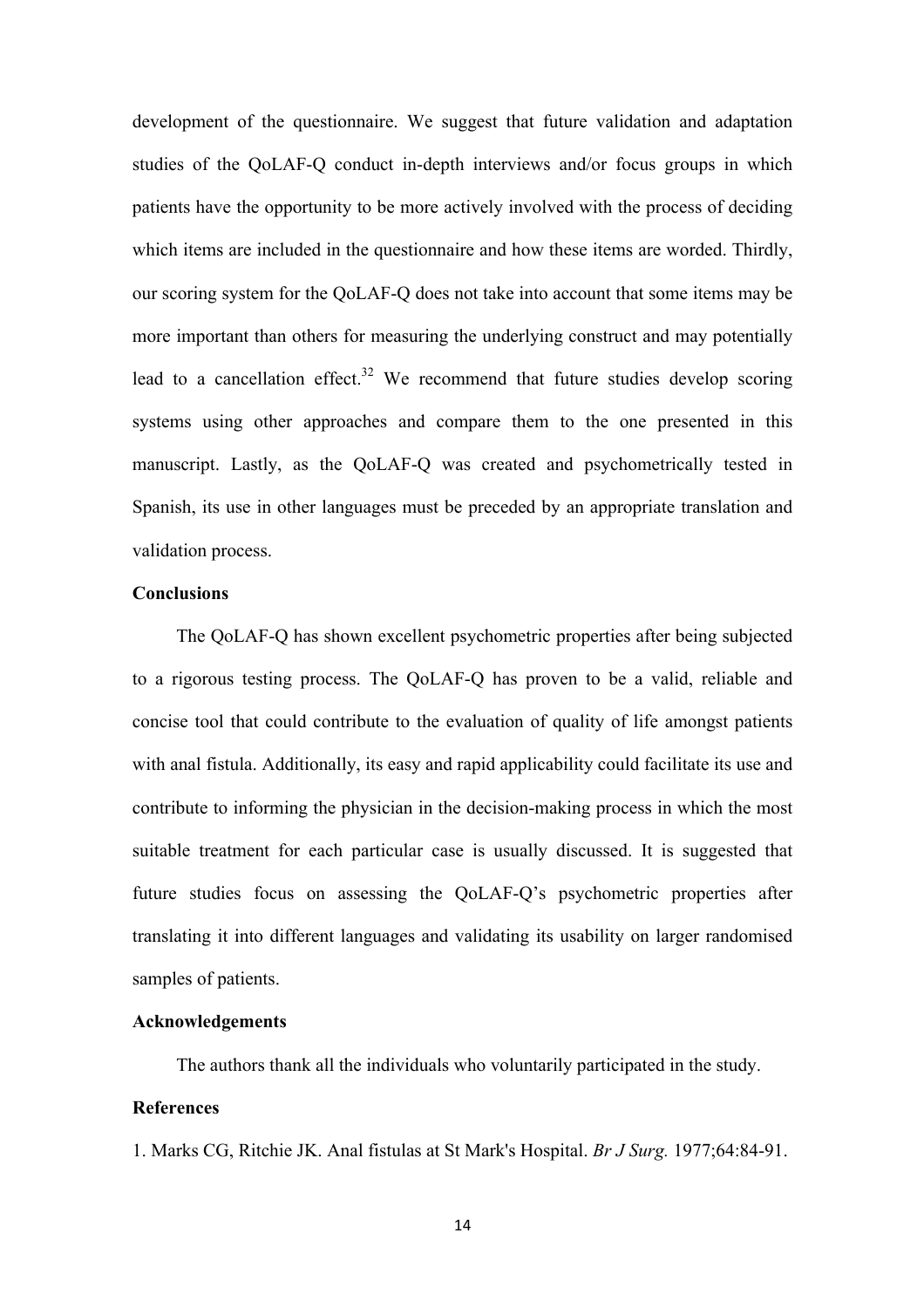development of the questionnaire. We suggest that future validation and adaptation studies of the QoLAF-Q conduct in-depth interviews and/or focus groups in which patients have the opportunity to be more actively involved with the process of deciding which items are included in the questionnaire and how these items are worded. Thirdly, our scoring system for the QoLAF-Q does not take into account that some items may be more important than others for measuring the underlying construct and may potentially lead to a cancellation effect.[32] We recommend that future studies develop scoring systems using other approaches and compare them to the one presented in this manuscript. Lastly, as the QoLAF-Q was created and psychometrically tested in Spanish, its use in other languages must be preceded by an appropriate translation and validation process.

## Conclusions

The QoLAF-Q has shown excellent psychometric properties after being subjected to a rigorous testing process. The QoLAF-Q has proven to be a valid, reliable and concise tool that could contribute to the evaluation of quality of life amongst patients with anal fistula. Additionally, its easy and rapid applicability could facilitate its use and contribute to informing the physician in the decision-making process in which the most suitable treatment for each particular case is usually discussed. It is suggested that future studies focus on assessing the QoLAF-Q's psychometric properties after translating it into different languages and validating its usability on larger randomised samples of patients.

## Acknowledgements

The authors thank all the individuals who voluntarily participated in the study.

## References

1. Marks CG, Ritchie JK. Anal fistulas at St Mark's Hospital. *Br J Surg.* 1977;64:84-91.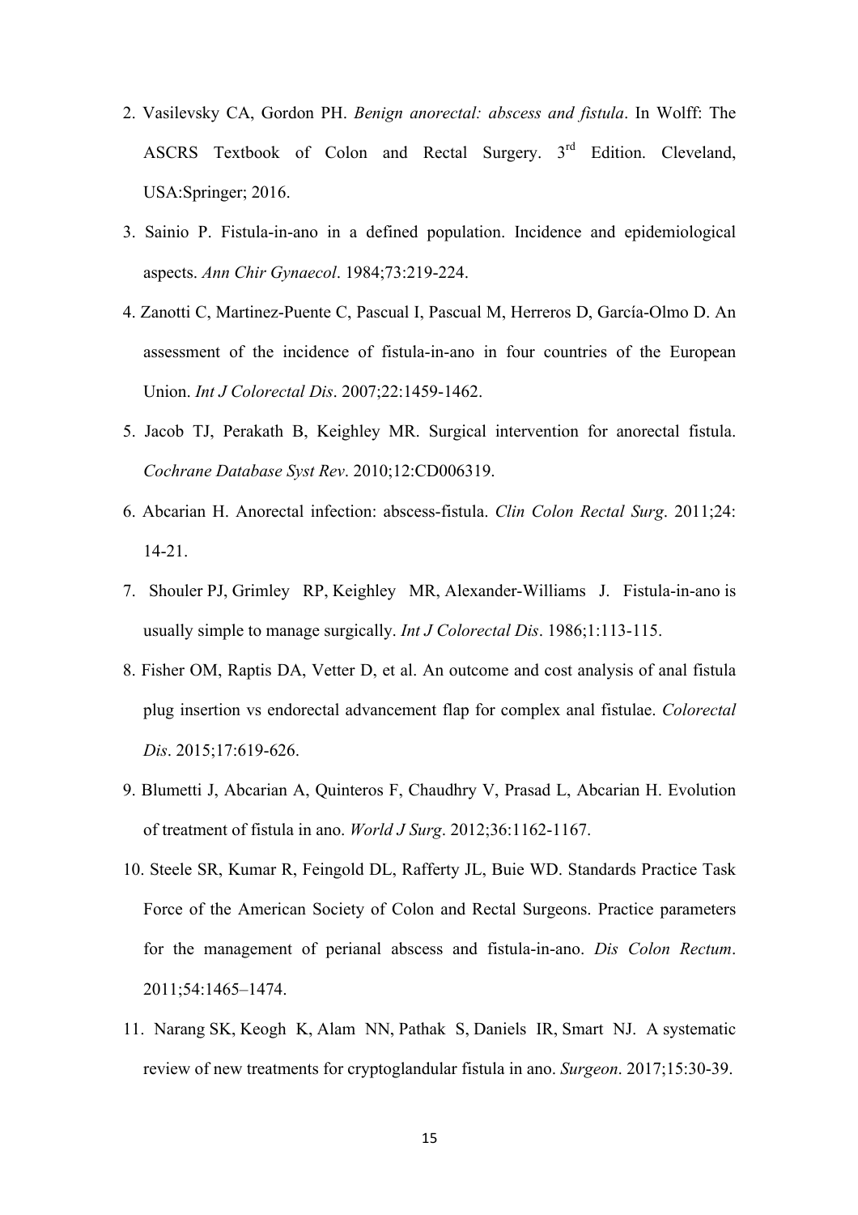2. Vasilevsky CA, Gordon PH. *Benign anorectal: abscess and fistula*. In Wolff: The ASCRS Textbook of Colon and Rectal Surgery. 3rd Edition. Cleveland, USA:Springer; 2016.

3. Sainio P. Fistula-in-ano in a defined population. Incidence and epidemiological aspects. *Ann Chir Gynaecol*. 1984;73:219-224.

4. Zanotti C, Martinez-Puente C, Pascual I, Pascual M, Herreros D, García-Olmo D. An assessment of the incidence of fistula-in-ano in four countries of the European Union. *Int J Colorectal Dis*. 2007;22:1459-1462.

5. Jacob TJ, Perakath B, Keighley MR. Surgical intervention for anorectal fistula. *Cochrane Database Syst Rev*. 2010;12:CD006319.

6. Abcarian H. Anorectal infection: abscess-fistula. *Clin Colon Rectal Surg*. 2011;24: 14-21.

7. Shouler PJ, Grimley RP, Keighley MR, Alexander-Williams J. Fistula-in-ano is usually simple to manage surgically. *Int J Colorectal Dis*. 1986;1:113-115.

8. Fisher OM, Raptis DA, Vetter D, et al. An outcome and cost analysis of anal fistula plug insertion vs endorectal advancement flap for complex anal fistulae. *Colorectal Dis*. 2015;17:619-626.

9. Blumetti J, Abcarian A, Quinteros F, Chaudhry V, Prasad L, Abcarian H. Evolution of treatment of fistula in ano. *World J Surg*. 2012;36:1162-1167.

10. Steele SR, Kumar R, Feingold DL, Rafferty JL, Buie WD. Standards Practice Task Force of the American Society of Colon and Rectal Surgeons. Practice parameters for the management of perianal abscess and fistula-in-ano. *Dis Colon Rectum*. 2011;54:1465–1474.

11. Narang SK, Keogh K, Alam NN, Pathak S, Daniels IR, Smart NJ. A systematic review of new treatments for cryptoglandular fistula in ano. *Surgeon*. 2017;15:30-39.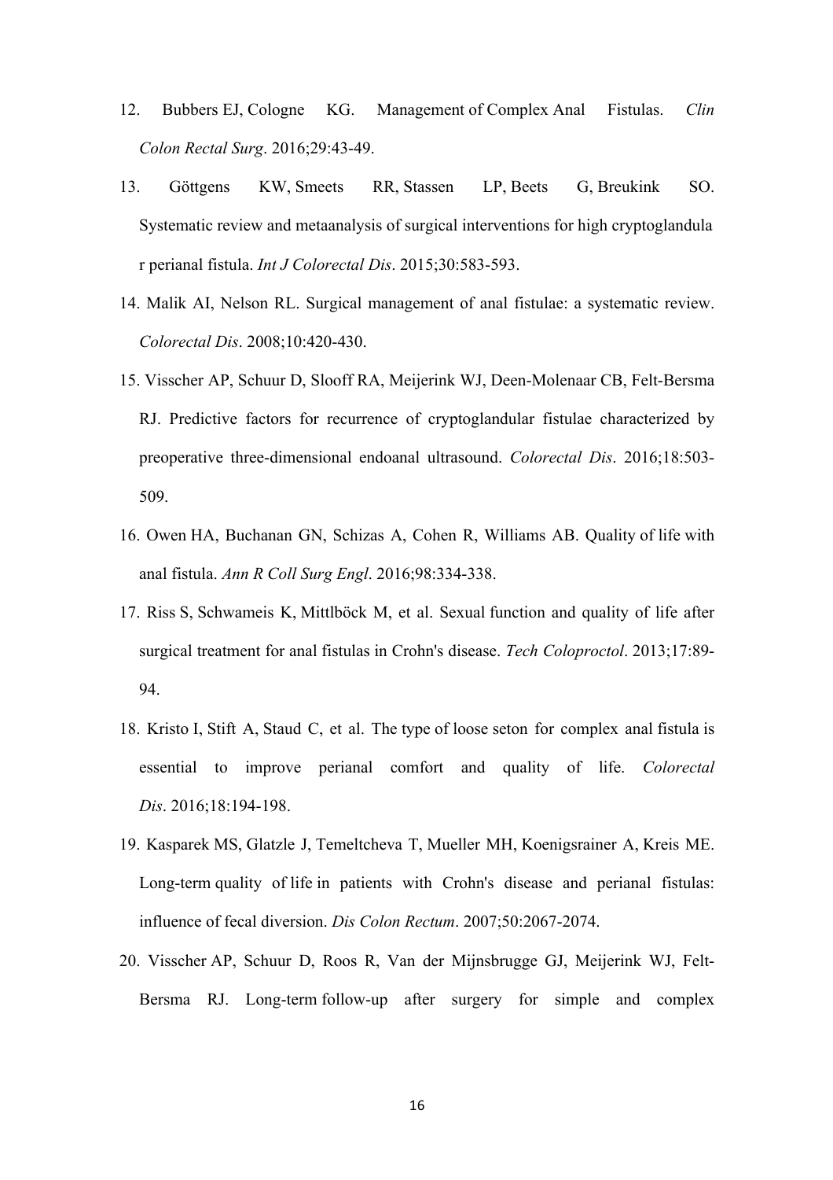12. Bubbers EJ, Cologne KG. Management of Complex Anal Fistulas. *Clin Colon Rectal Surg*. 2016;29:43-49.

13. Göttgens KW, Smeets RR, Stassen LP, Beets G, Breukink SO. Systematic review and metaanalysis of surgical interventions for high cryptoglandula r perianal fistula. *Int J Colorectal Dis*. 2015;30:583-593.

14. Malik AI, Nelson RL. Surgical management of anal fistulae: a systematic review. *Colorectal Dis*. 2008;10:420-430.

15. Visscher AP, Schuur D, Slooff RA, Meijerink WJ, Deen-Molenaar CB, Felt-Bersma RJ. Predictive factors for recurrence of cryptoglandular fistulae characterized by preoperative three-dimensional endoanal ultrasound. *Colorectal Dis*. 2016;18:503-509.

16. Owen HA, Buchanan GN, Schizas A, Cohen R, Williams AB. Quality of life with anal fistula. *Ann R Coll Surg Engl*. 2016;98:334-338.

17. Riss S, Schwameis K, Mittlböck M, et al. Sexual function and quality of life after surgical treatment for anal fistulas in Crohn's disease. *Tech Coloproctol*. 2013;17:89-94.

18. Kristo I, Stift A, Staud C, et al. The type of loose seton for complex anal fistula is essential to improve perianal comfort and quality of life. *Colorectal Dis*. 2016;18:194-198.

19. Kasparek MS, Glatzle J, Temeltcheva T, Mueller MH, Koenigsrainer A, Kreis ME. Long-term quality of life in patients with Crohn's disease and perianal fistulas: influence of fecal diversion. *Dis Colon Rectum*. 2007;50:2067-2074.

20. Visscher AP, Schuur D, Roos R, Van der Mijnsbrugge GJ, Meijerink WJ, Felt-Bersma RJ. Long-term follow-up after surgery for simple and complex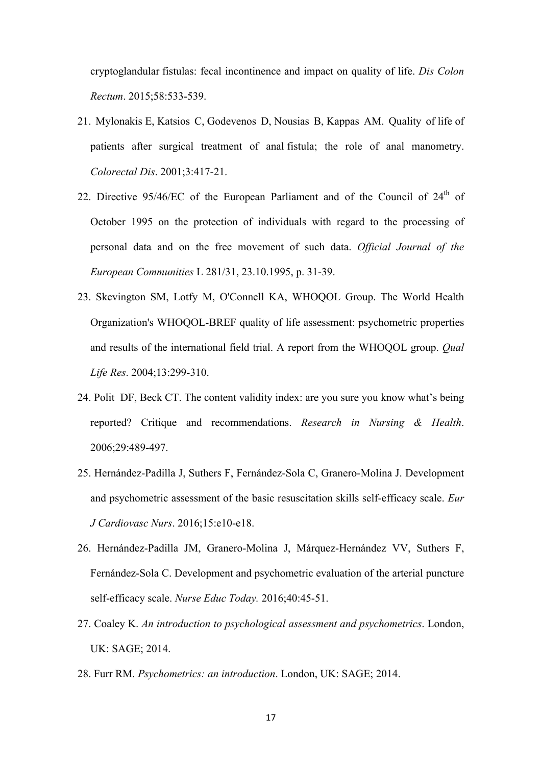cryptoglandular fistulas: fecal incontinence and impact on quality of life. *Dis Colon Rectum*. 2015;58:533-539.

21. Mylonakis E, Katsios C, Godevenos D, Nousias B, Kappas AM. Quality of life of patients after surgical treatment of anal fistula; the role of anal manometry. *Colorectal Dis*. 2001;3:417-21.

22. Directive 95/46/EC of the European Parliament and of the Council of 24th of October 1995 on the protection of individuals with regard to the processing of personal data and on the free movement of such data. *Official Journal of the European Communities* L 281/31, 23.10.1995, p. 31-39.

23. Skevington SM, Lotfy M, O'Connell KA, WHOQOL Group. The World Health Organization's WHOQOL-BREF quality of life assessment: psychometric properties and results of the international field trial. A report from the WHOQOL group. *Qual Life Res*. 2004;13:299-310.

24. Polit DF, Beck CT. The content validity index: are you sure you know what's being reported? Critique and recommendations. *Research in Nursing & Health*. 2006;29:489-497.

25. Hernández-Padilla J, Suthers F, Fernández-Sola C, Granero-Molina J. Development and psychometric assessment of the basic resuscitation skills self-efficacy scale. *Eur J Cardiovasc Nurs*. 2016;15:e10-e18.

26. Hernández-Padilla JM, Granero-Molina J, Márquez-Hernández VV, Suthers F, Fernández-Sola C. Development and psychometric evaluation of the arterial puncture self-efficacy scale. *Nurse Educ Today.* 2016;40:45-51.

27. Coaley K. *An introduction to psychological assessment and psychometrics*. London, UK: SAGE; 2014.

28. Furr RM. *Psychometrics: an introduction*. London, UK: SAGE; 2014.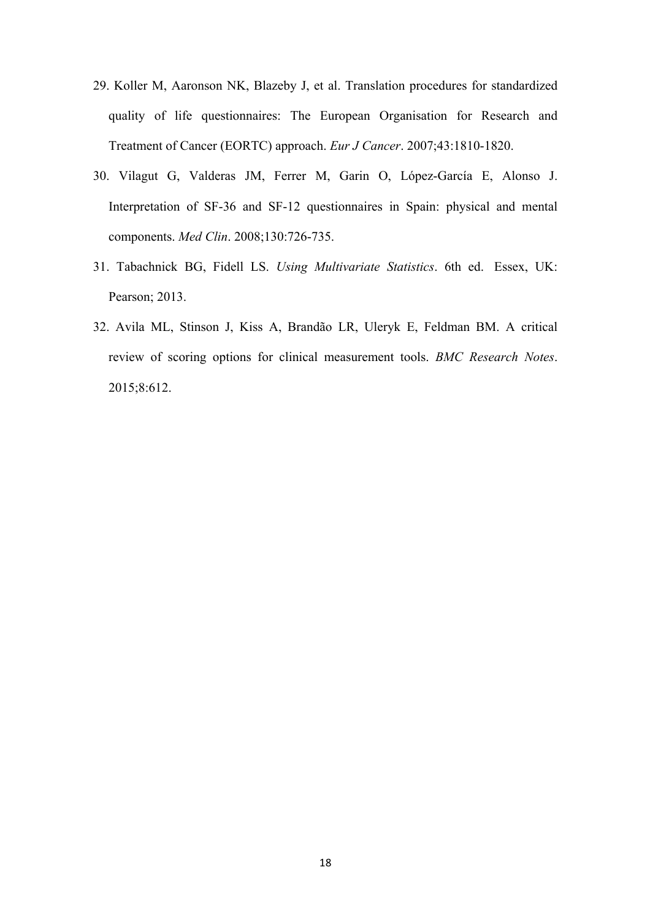29. Koller M, Aaronson NK, Blazeby J, et al. Translation procedures for standardized quality of life questionnaires: The European Organisation for Research and Treatment of Cancer (EORTC) approach. *Eur J Cancer*. 2007;43:1810-1820.

30. Vilagut G, Valderas JM, Ferrer M, Garin O, López-García E, Alonso J. Interpretation of SF-36 and SF-12 questionnaires in Spain: physical and mental components. *Med Clin*. 2008;130:726-735.

31. Tabachnick BG, Fidell LS. *Using Multivariate Statistics*. 6th ed. Essex, UK: Pearson; 2013.

32. Avila ML, Stinson J, Kiss A, Brandão LR, Uleryk E, Feldman BM. A critical review of scoring options for clinical measurement tools. *BMC Research Notes*. 2015;8:612.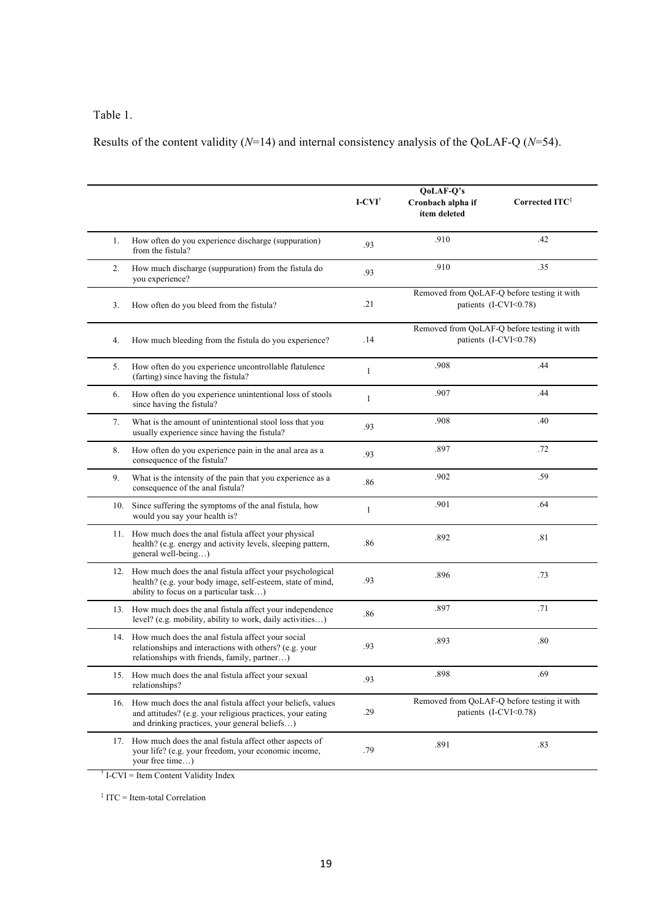Table 1.

Results of the content validity (*N*=14) and internal consistency analysis of the QoLAF-Q (*N*=54).

| | | I-CVI† | QoLAF-Q's Cronbach alpha if ítem deleted | Corrected ITC‡ |
|---|---|---|---|---|
| 1. | How often do you experience discharge (suppuration) from the fistula? | .93 | .910 | .42 |
| 2. | How much discharge (suppuration) from the fistula do you experience? | .93 | .910 | .35 |
| 3. | How often do you bleed from the fistula? | .21 | Removed from QoLAF-Q before testing it with patients (I-CVI<0.78) | |
| 4. | How much bleeding from the fistula do you experience? | .14 | Removed from QoLAF-Q before testing it with patients (I-CVI<0.78) | |
| 5. | How often do you experience uncontrollable flatulence (farting) since having the fistula? | 1 | .908 | .44 |
| 6. | How often do you experience unintentional loss of stools since having the fistula? | 1 | .907 | .44 |
| 7. | What is the amount of unintentional stool loss that you usually experience since having the fistula? | .93 | .908 | .40 |
| 8. | How often do you experience pain in the anal area as a consequence of the fistula? | .93 | .897 | .72 |
| 9. | What is the intensity of the pain that you experience as a consequence of the anal fistula? | .86 | .902 | .59 |
| 10. | Since suffering the symptoms of the anal fistula, how would you say your health is? | 1 | .901 | .64 |
| 11. | How much does the anal fistula affect your physical health? (e.g. energy and activity levels, sleeping pattern, general well-being…) | .86 | .892 | .81 |
| 12. | How much does the anal fistula affect your psychological health? (e.g. your body image, self-esteem, state of mind, ability to focus on a particular task…) | .93 | .896 | .73 |
| 13. | How much does the anal fistula affect your independence level? (e.g. mobility, ability to work, daily activities…) | .86 | .897 | .71 |
| 14. | How much does the anal fistula affect your social relationships and interactions with others? (e.g. your relationships with friends, family, partner…) | .93 | .893 | .80 |
| 15. | How much does the anal fistula affect your sexual relationships? | .93 | .898 | .69 |
| 16. | How much does the anal fistula affect your beliefs, values and attitudes? (e.g. your religious practices, your eating and drinking practices, your general beliefs…) | .29 | Removed from QoLAF-Q before testing it with patients (I-CVI<0.78) | |
| 17. | How much does the anal fistula affect other aspects of your life? (e.g. your freedom, your economic income, your free time…) | .79 | .891 | .83 |

† I-CVI = Item Content Validity Index

‡ ITC = Item-total Correlation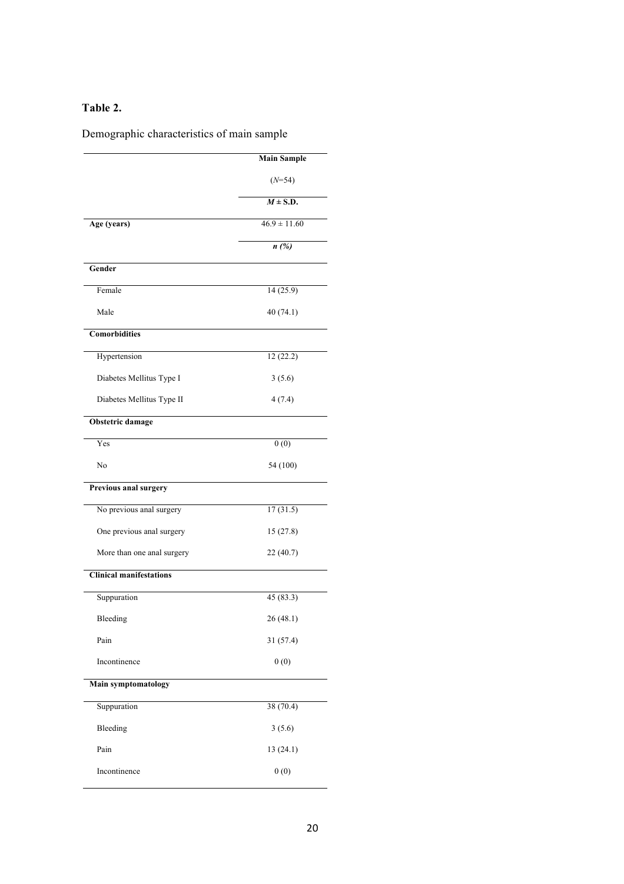**Table 2.**

Demographic characteristics of main sample

| | Main Sample ($N$=54) |
|---|---|
| | ***M* ± S.D.** |
| **Age (years)** | 46.9 ± 11.60 |
| | ***n (%)*** |
| **Gender** | |
| Female | 14 (25.9) |
| Male | 40 (74.1) |
| **Comorbidities** | |
| Hypertension | 12 (22.2) |
| Diabetes Mellitus Type I | 3 (5.6) |
| Diabetes Mellitus Type II | 4 (7.4) |
| **Obstetric damage** | |
| Yes | 0 (0) |
| No | 54 (100) |
| **Previous anal surgery** | |
| No previous anal surgery | 17 (31.5) |
| One previous anal surgery | 15 (27.8) |
| More than one anal surgery | 22 (40.7) |
| **Clinical manifestations** | |
| Suppuration | 45 (83.3) |
| Bleeding | 26 (48.1) |
| Pain | 31 (57.4) |
| Incontinence | 0 (0) |
| **Main symptomatology** | |
| Suppuration | 38 (70.4) |
| Bleeding | 3 (5.6) |
| Pain | 13 (24.1) |
| Incontinence | 0 (0) |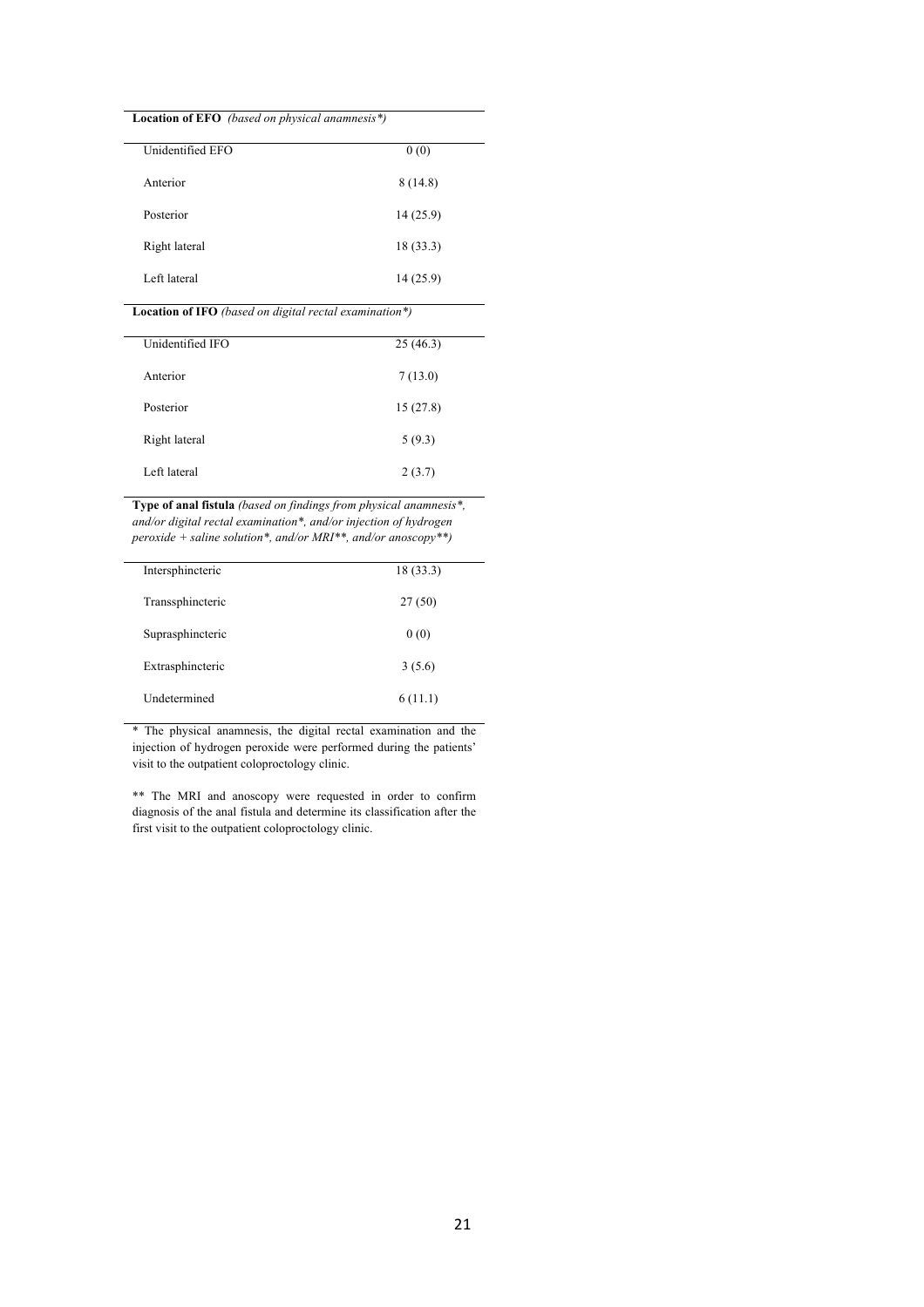| **Location of EFO** *(based on physical anamnesis\*)* | |
|---|---|
| Unidentified EFO | 0 (0) |
| Anterior | 8 (14.8) |
| Posterior | 14 (25.9) |
| Right lateral | 18 (33.3) |
| Left lateral | 14 (25.9) |
| **Location of IFO** *(based on digital rectal examination\*)* | |
| Unidentified IFO | 25 (46.3) |
| Anterior | 7 (13.0) |
| Posterior | 15 (27.8) |
| Right lateral | 5 (9.3) |
| Left lateral | 2 (3.7) |
| **Type of anal fistula** *(based on findings from physical anamnesis\*, and/or digital rectal examination\*, and/or injection of hydrogen peroxide + saline solution\*, and/or MRI\*\*, and/or anoscopy\*\*)* | |
| Intersphincteric | 18 (33.3) |
| Transsphincteric | 27 (50) |
| Suprasphincteric | 0 (0) |
| Extrasphincteric | 3 (5.6) |
| Undetermined | 6 (11.1) |

\* The physical anamnesis, the digital rectal examination and the injection of hydrogen peroxide were performed during the patients' visit to the outpatient coloproctology clinic.

\*\* The MRI and anoscopy were requested in order to confirm diagnosis of the anal fistula and determine its classification after the first visit to the outpatient coloproctology clinic.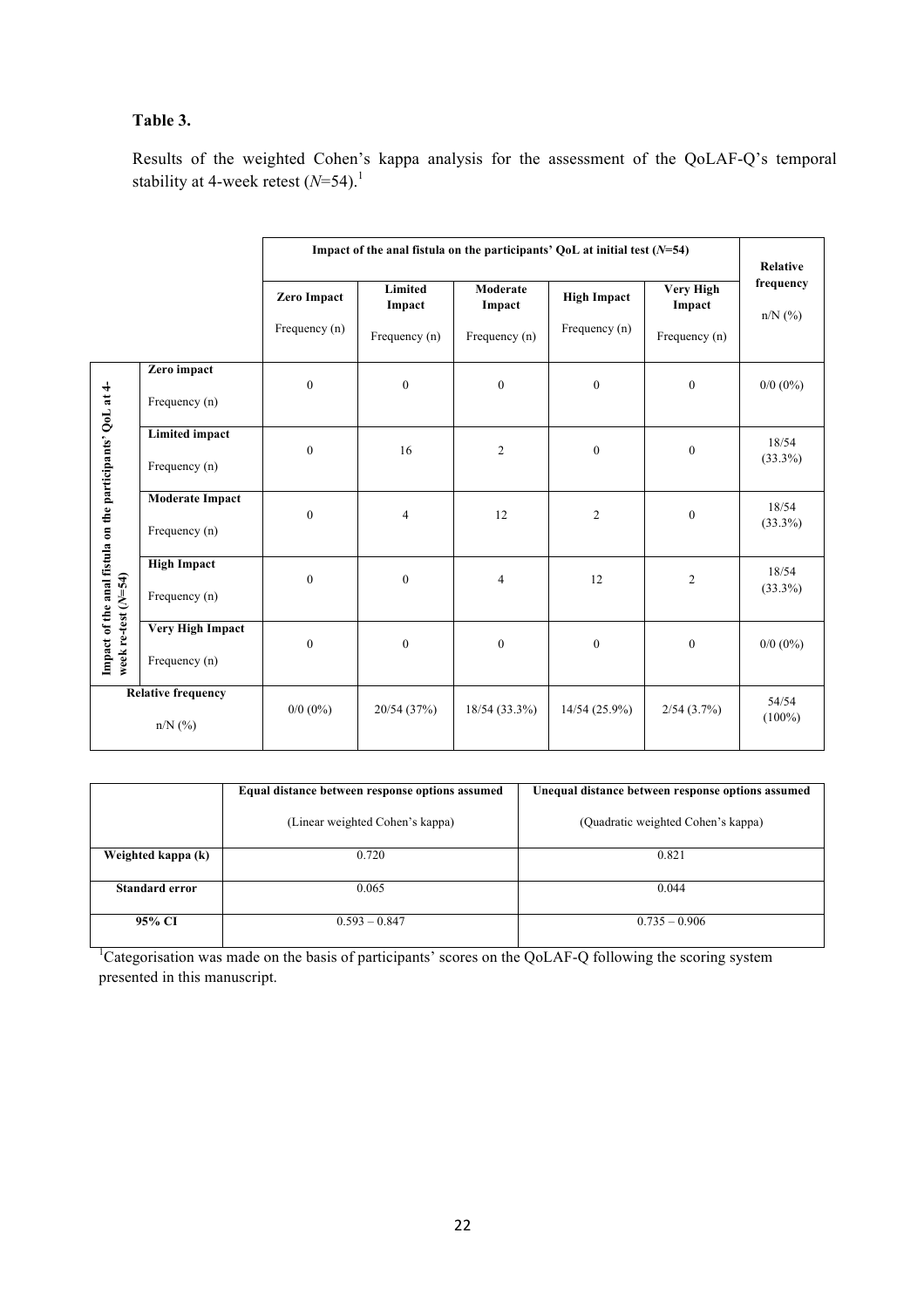**Table 3.**

Results of the weighted Cohen's kappa analysis for the assessment of the QoLAF-Q's temporal stability at 4-week retest (*N*=54).[1]

| Impact of the anal fistula on the participants' QoL at 4-week re-test (*N*=54) | Impact of the anal fistula on the participants' QoL at initial test (*N*=54): Zero Impact Frequency (n) | Limited Impact Frequency (n) | Moderate Impact Frequency (n) | High Impact Frequency (n) | Very High Impact Frequency (n) | Relative frequency n/N (%) |
|---|---|---|---|---|---|---|
| **Zero impact** Frequency (n) | 0 | 0 | 0 | 0 | 0 | 0/0 (0%) |
| **Limited impact** Frequency (n) | 0 | 16 | 2 | 0 | 0 | 18/54 (33.3%) |
| **Moderate Impact** Frequency (n) | 0 | 4 | 12 | 2 | 0 | 18/54 (33.3%) |
| **High Impact** Frequency (n) | 0 | 0 | 4 | 12 | 2 | 18/54 (33.3%) |
| **Very High Impact** Frequency (n) | 0 | 0 | 0 | 0 | 0 | 0/0 (0%) |
| **Relative frequency** n/N (%) | 0/0 (0%) | 20/54 (37%) | 18/54 (33.3%) | 14/54 (25.9%) | 2/54 (3.7%) | 54/54 (100%) |

| | **Equal distance between response options assumed** (Linear weighted Cohen's kappa) | **Unequal distance between response options assumed** (Quadratic weighted Cohen's kappa) |
|---|---|---|
| **Weighted kappa (k)** | 0.720 | 0.821 |
| **Standard error** | 0.065 | 0.044 |
| **95% CI** | 0.593 – 0.847 | 0.735 – 0.906 |

[1]Categorisation was made on the basis of participants' scores on the QoLAF-Q following the scoring system presented in this manuscript.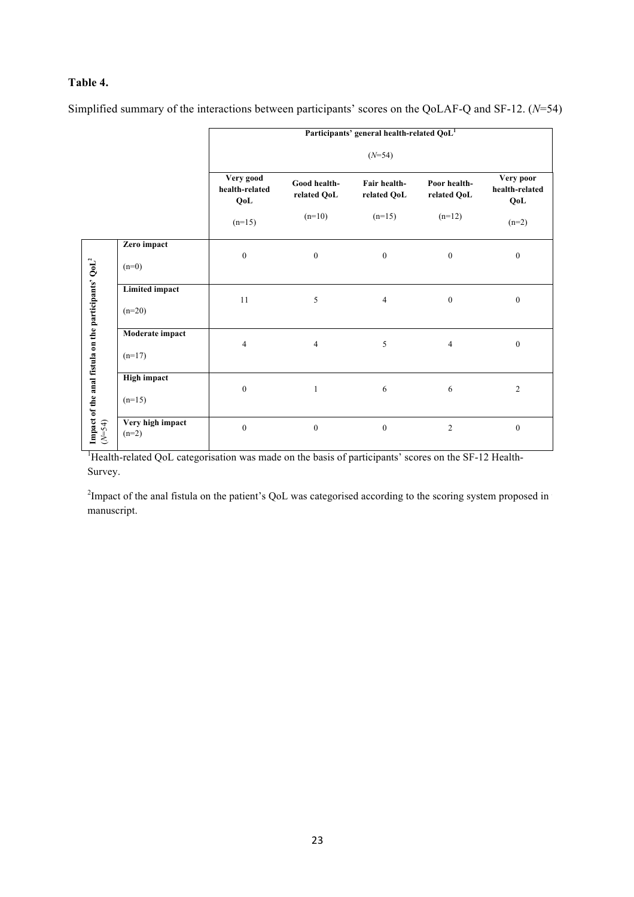**Table 4.**

Simplified summary of the interactions between participants' scores on the QoLAF-Q and SF-12. (*N*=54)

| | | Participants' general health-related QoL[1] (*N*=54) | | | | |
|---|---|---|---|---|---|---|
| | | **Very good health-related QoL** (n=15) | **Good health-related QoL** (n=10) | **Fair health-related QoL** (n=15) | **Poor health-related QoL** (n=12) | **Very poor health-related QoL** (n=2) |
| **Impact of the anal fistula on the participants' QoL[2]** (*N*=54) | **Zero impact** (n=0) | 0 | 0 | 0 | 0 | 0 |
| | **Limited impact** (n=20) | 11 | 5 | 4 | 0 | 0 |
| | **Moderate impact** (n=17) | 4 | 4 | 5 | 4 | 0 |
| | **High impact** (n=15) | 0 | 1 | 6 | 6 | 2 |
| | **Very high impact** (n=2) | 0 | 0 | 0 | 2 | 0 |

[1]Health-related QoL categorisation was made on the basis of participants' scores on the SF-12 Health-Survey.

[2]Impact of the anal fistula on the patient's QoL was categorised according to the scoring system proposed in manuscript.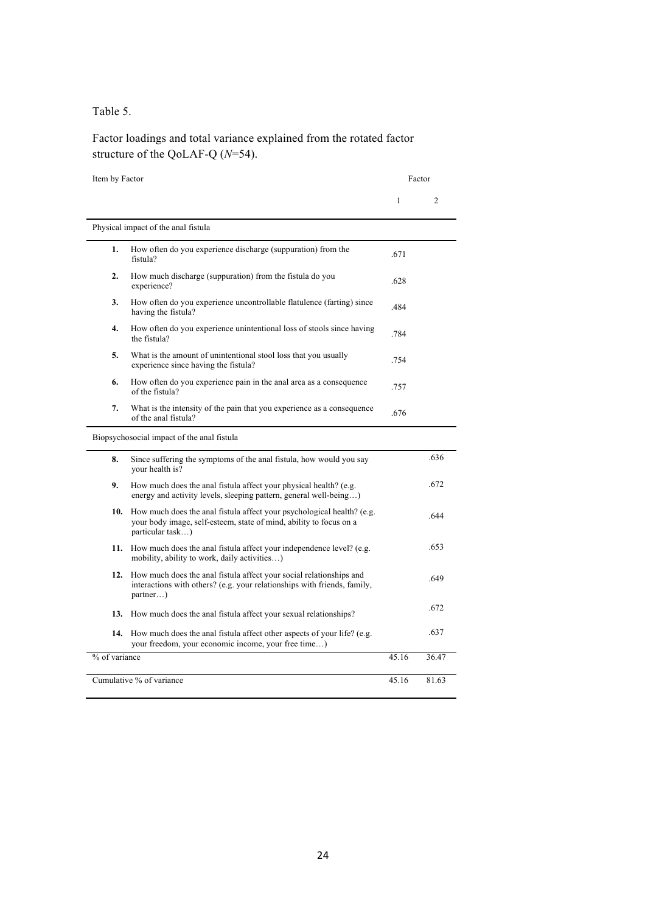Table 5.

Factor loadings and total variance explained from the rotated factor structure of the QoLAF-Q (*N*=54).

| Item by Factor | | Factor | |
|---|---|---|---|
| | | 1 | 2 |
| Physical impact of the anal fistula | | | |
| **1.** | How often do you experience discharge (suppuration) from the fistula? | .671 | |
| **2.** | How much discharge (suppuration) from the fistula do you experience? | .628 | |
| **3.** | How often do you experience uncontrollable flatulence (farting) since having the fistula? | .484 | |
| **4.** | How often do you experience unintentional loss of stools since having the fistula? | .784 | |
| **5.** | What is the amount of unintentional stool loss that you usually experience since having the fistula? | .754 | |
| **6.** | How often do you experience pain in the anal area as a consequence of the fistula? | .757 | |
| **7.** | What is the intensity of the pain that you experience as a consequence of the anal fistula? | .676 | |
| Biopsychosocial impact of the anal fistula | | | |
| **8.** | Since suffering the symptoms of the anal fistula, how would you say your health is? | | .636 |
| **9.** | How much does the anal fistula affect your physical health? (e.g. energy and activity levels, sleeping pattern, general well-being…) | | .672 |
| **10.** | How much does the anal fistula affect your psychological health? (e.g. your body image, self-esteem, state of mind, ability to focus on a particular task…) | | .644 |
| **11.** | How much does the anal fistula affect your independence level? (e.g. mobility, ability to work, daily activities…) | | .653 |
| **12.** | How much does the anal fistula affect your social relationships and interactions with others? (e.g. your relationships with friends, family, partner…) | | .649 |
| **13.** | How much does the anal fistula affect your sexual relationships? | | .672 |
| **14.** | How much does the anal fistula affect other aspects of your life? (e.g. your freedom, your economic income, your free time…) | | .637 |
| % of variance | | 45.16 | 36.47 |
| Cumulative % of variance | | 45.16 | 81.63 |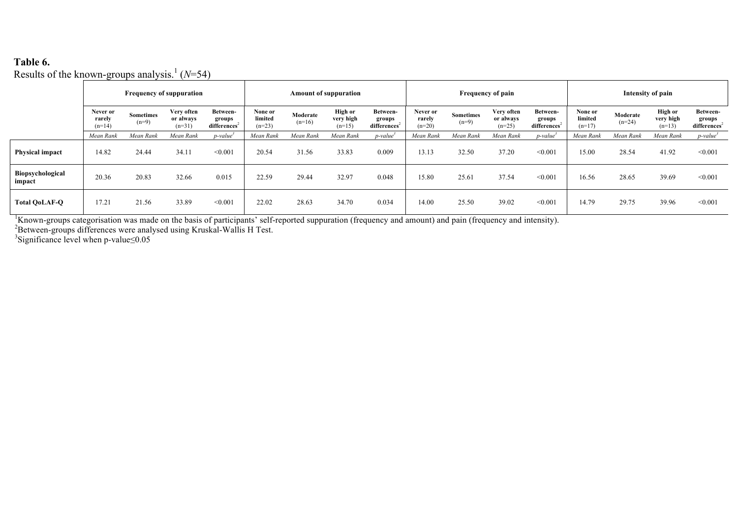**Table 6.**
Results of the known-groups analysis.[1] ($N$=54)

| | Frequency of suppuration | | | | Amount of suppuration | | | | Frequency of pain | | | | Intensity of pain | | | |
|---|---|---|---|---|---|---|---|---|---|---|---|---|---|---|---|---|
| | Never or rarely (n=14) | Sometimes (n=9) | Very often or always (n=31) | Between-groups differences[2] | None or limited (n=23) | Moderate (n=16) | High or very high (n=15) | Between-groups differences[2] | Never or rarely (n=20) | Sometimes (n=9) | Very often or always (n=25) | Between-groups differences[2] | None or limited (n=17) | Moderate (n=24) | High or very high (n=13) | Between-groups differences[2] |
| | *Mean Rank* | *Mean Rank* | *Mean Rank* | *p-value*[3] | *Mean Rank* | *Mean Rank* | *Mean Rank* | *p-value*[3] | *Mean Rank* | *Mean Rank* | *Mean Rank* | *p-value*[3] | *Mean Rank* | *Mean Rank* | *Mean Rank* | *p-value*[3] |
| **Physical impact** | 14.82 | 24.44 | 34.11 | <0.001 | 20.54 | 31.56 | 33.83 | 0.009 | 13.13 | 32.50 | 37.20 | <0.001 | 15.00 | 28.54 | 41.92 | <0.001 |
| **Biopsychological impact** | 20.36 | 20.83 | 32.66 | 0.015 | 22.59 | 29.44 | 32.97 | 0.048 | 15.80 | 25.61 | 37.54 | <0.001 | 16.56 | 28.65 | 39.69 | <0.001 |
| **Total QoLAF-Q** | 17.21 | 21.56 | 33.89 | <0.001 | 22.02 | 28.63 | 34.70 | 0.034 | 14.00 | 25.50 | 39.02 | <0.001 | 14.79 | 29.75 | 39.96 | <0.001 |

[1]Known-groups categorisation was made on the basis of participants' self-reported suppuration (frequency and amount) and pain (frequency and intensity).
[2]Between-groups differences were analysed using Kruskal-Wallis H Test.
[3]Significance level when p-value≤0.05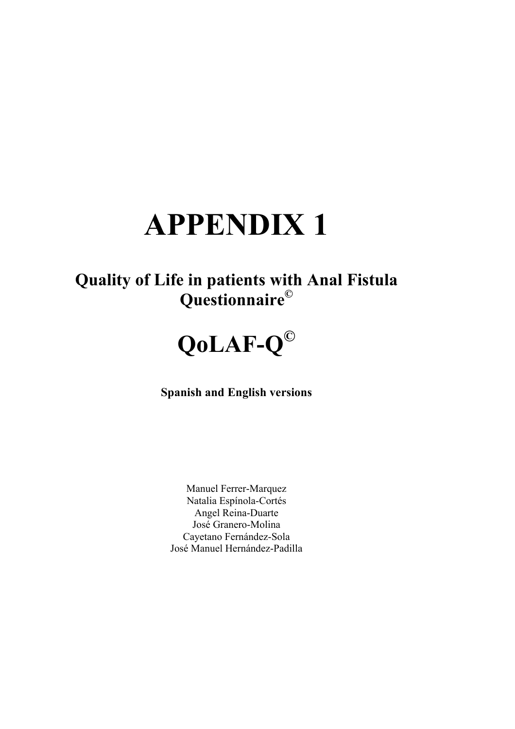# APPENDIX 1

## Quality of Life in patients with Anal Fistula Questionnaire©

# QoLAF-Q©

**Spanish and English versions**

Manuel Ferrer-Marquez
Natalia Espínola-Cortés
Angel Reina-Duarte
José Granero-Molina
Cayetano Fernández-Sola
José Manuel Hernández-Padilla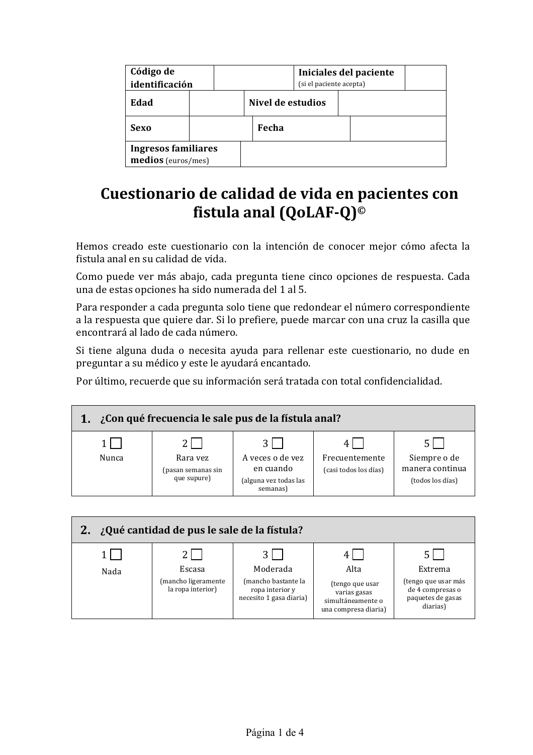| **Código de identificación** | | **Iniciales del paciente** (si el paciente acepta) | |
|---|---|---|---|
| **Edad** | | **Nivel de estudios** | |
| **Sexo** | | **Fecha** | |
| **Ingresos familiares medios** (euros/mes) | | | |

# Cuestionario de calidad de vida en pacientes con fistula anal (QoLAF-Q)©

Hemos creado este cuestionario con la intención de conocer mejor cómo afecta la fistula anal en su calidad de vida.

Como puede ver más abajo, cada pregunta tiene cinco opciones de respuesta. Cada una de estas opciones ha sido numerada del 1 al 5.

Para responder a cada pregunta solo tiene que redondear el número correspondiente a la respuesta que quiere dar. Si lo prefiere, puede marcar con una cruz la casilla que encontrará al lado de cada número.

Si tiene alguna duda o necesita ayuda para rellenar este cuestionario, no dude en preguntar a su médico y este le ayudará encantado.

Por último, recuerde que su información será tratada con total confidencialidad.

| **1. ¿Con qué frecuencia le sale pus de la fístula anal?** | | | | |
|---|---|---|---|---|
| 1 ☐ Nunca | 2 ☐ Rara vez (pasan semanas sin que supure) | 3 ☐ A veces o de vez en cuando (alguna vez todas las semanas) | 4 ☐ Frecuentemente (casi todos los días) | 5 ☐ Siempre o de manera continua (todos los días) |

| **2. ¿Qué cantidad de pus le sale de la fístula?** | | | | |
|---|---|---|---|---|
| 1 ☐ Nada | 2 ☐ Escasa (mancho ligeramente la ropa interior) | 3 ☐ Moderada (mancho bastante la ropa interior y necesito 1 gasa diaria) | 4 ☐ Alta (tengo que usar varias gasas simultáneamente o una compresa diaria) | 5 ☐ Extrema (tengo que usar más de 4 compresas o paquetes de gasas diarias) |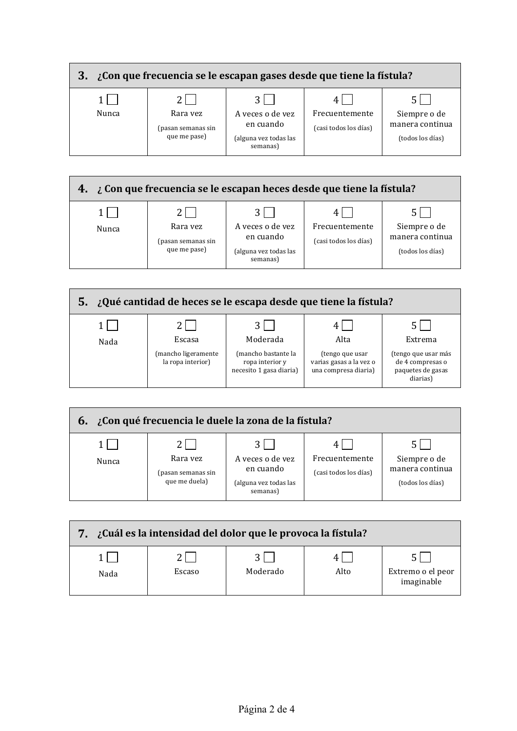| **3.** **¿Con que frecuencia se le escapan gases desde que tiene la fístula?** | | | | |
|---|---|---|---|---|
| 1 ☐ Nunca | 2 ☐ Rara vez (pasan semanas sin que me pase) | 3 ☐ A veces o de vez en cuando (alguna vez todas las semanas) | 4 ☐ Frecuentemente (casi todos los días) | 5 ☐ Siempre o de manera continua (todos los días) |

| **4.** **¿ Con que frecuencia se le escapan heces desde que tiene la fístula?** | | | | |
|---|---|---|---|---|
| 1 ☐ Nunca | 2 ☐ Rara vez (pasan semanas sin que me pase) | 3 ☐ A veces o de vez en cuando (alguna vez todas las semanas) | 4 ☐ Frecuentemente (casi todos los días) | 5 ☐ Siempre o de manera continua (todos los días) |

| **5.** **¿Qué cantidad de heces se le escapa desde que tiene la fístula?** | | | | |
|---|---|---|---|---|
| 1 ☐ Nada | 2 ☐ Escasa (mancho ligeramente la ropa interior) | 3 ☐ Moderada (mancho bastante la ropa interior y necesito 1 gasa diaria) | 4 ☐ Alta (tengo que usar varias gasas a la vez o una compresa diaria) | 5 ☐ Extrema (tengo que usar más de 4 compresas o paquetes de gasas diarias) |

| **6.** **¿Con qué frecuencia le duele la zona de la fístula?** | | | | |
|---|---|---|---|---|
| 1 ☐ Nunca | 2 ☐ Rara vez (pasan semanas sin que me duela) | 3 ☐ A veces o de vez en cuando (alguna vez todas las semanas) | 4 ☐ Frecuentemente (casi todos los días) | 5 ☐ Siempre o de manera continua (todos los días) |

| **7.** **¿Cuál es la intensidad del dolor que le provoca la fístula?** | | | | |
|---|---|---|---|---|
| 1 ☐ Nada | 2 ☐ Escaso | 3 ☐ Moderado | 4 ☐ Alto | 5 ☐ Extremo o el peor imaginable |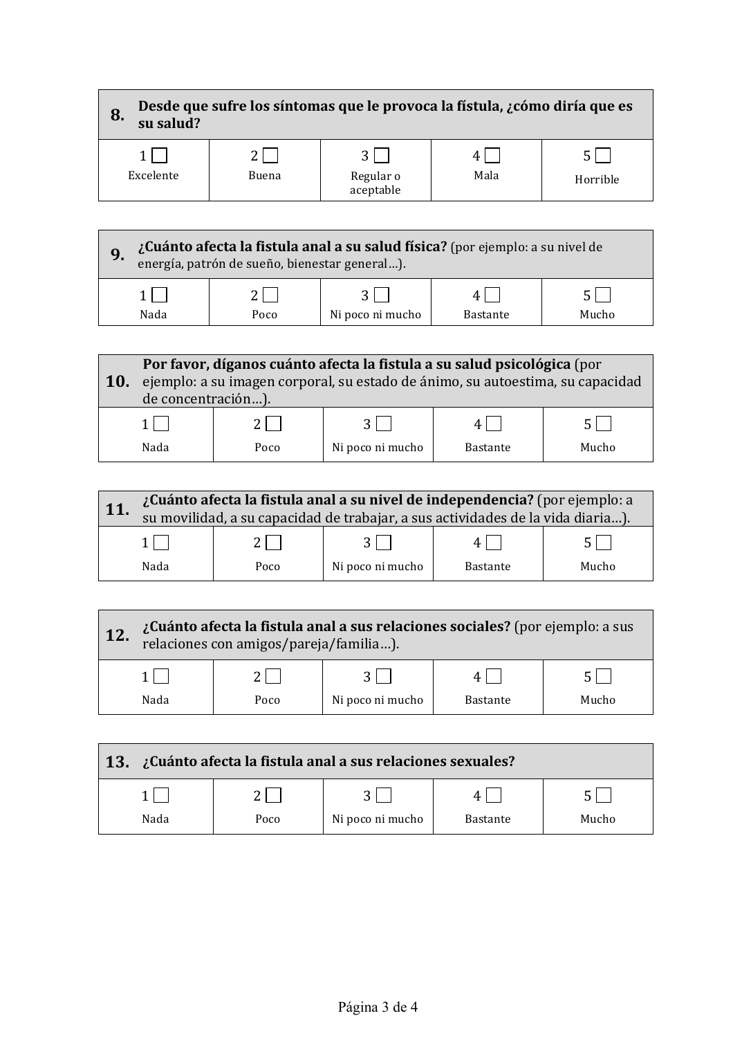| **8.** | **Desde que sufre los síntomas que le provoca la fístula, ¿cómo diría que es su salud?** | | | |
|---|---|---|---|---|
| 1 ☐ Excelente | 2 ☐ Buena | 3 ☐ Regular o aceptable | 4 ☐ Mala | 5 ☐ Horrible |

| **9.** | **¿Cuánto afecta la fistula anal a su salud física?** (por ejemplo: a su nivel de energía, patrón de sueño, bienestar general…). | | | |
|---|---|---|---|---|
| 1 ☐ Nada | 2 ☐ Poco | 3 ☐ Ni poco ni mucho | 4 ☐ Bastante | 5 ☐ Mucho |

| **10.** | **Por favor, díganos cuánto afecta la fistula a su salud psicológica** (por ejemplo: a su imagen corporal, su estado de ánimo, su autoestima, su capacidad de concentración…). | | | |
|---|---|---|---|---|
| 1 ☐ Nada | 2 ☐ Poco | 3 ☐ Ni poco ni mucho | 4 ☐ Bastante | 5 ☐ Mucho |

| **11.** | **¿Cuánto afecta la fistula anal a su nivel de independencia?** (por ejemplo: a su movilidad, a su capacidad de trabajar, a sus actividades de la vida diaria…). | | | |
|---|---|---|---|---|
| 1 ☐ Nada | 2 ☐ Poco | 3 ☐ Ni poco ni mucho | 4 ☐ Bastante | 5 ☐ Mucho |

| **12.** | **¿Cuánto afecta la fistula anal a sus relaciones sociales?** (por ejemplo: a sus relaciones con amigos/pareja/familia…). | | | |
|---|---|---|---|---|
| 1 ☐ Nada | 2 ☐ Poco | 3 ☐ Ni poco ni mucho | 4 ☐ Bastante | 5 ☐ Mucho |

| **13.** | **¿Cuánto afecta la fistula anal a sus relaciones sexuales?** | | | |
|---|---|---|---|---|
| 1 ☐ Nada | 2 ☐ Poco | 3 ☐ Ni poco ni mucho | 4 ☐ Bastante | 5 ☐ Mucho |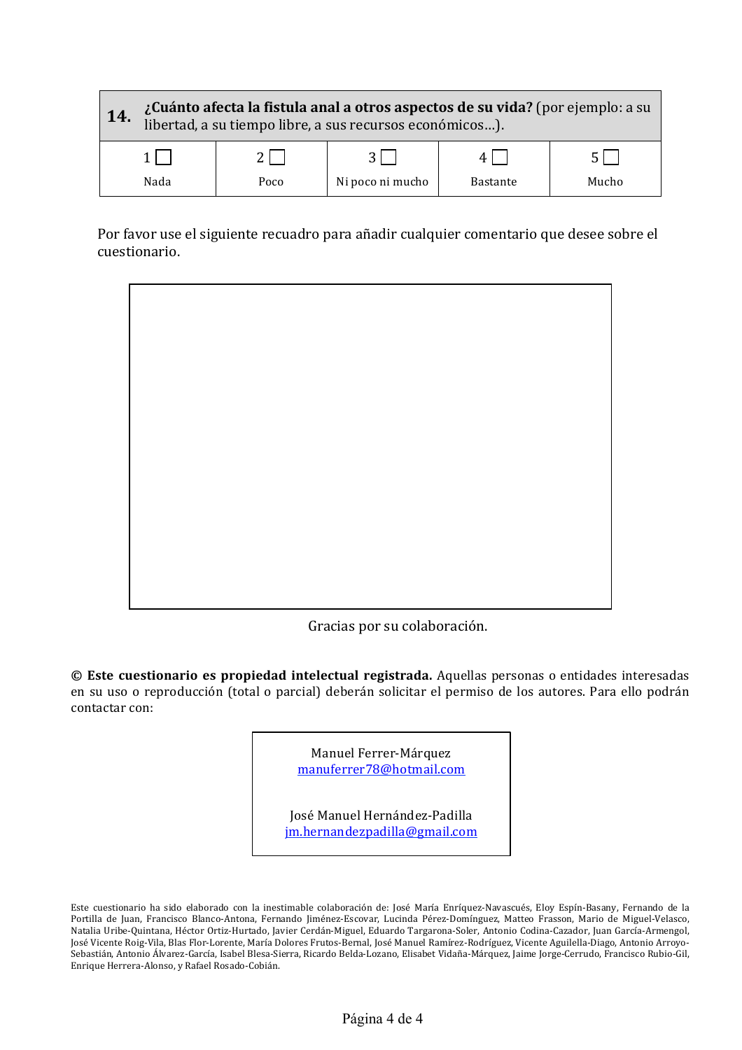| **14.** | **¿Cuánto afecta la fístula anal a otros aspectos de su vida?** (por ejemplo: a su libertad, a su tiempo libre, a sus recursos económicos…). | | | |
|---|---|---|---|---|
| 1 ☐ | 2 ☐ | 3 ☐ | 4 ☐ | 5 ☐ |
| Nada | Poco | Ni poco ni mucho | Bastante | Mucho |

Por favor use el siguiente recuadro para añadir cualquier comentario que desee sobre el cuestionario.

Gracias por su colaboración.

**© Este cuestionario es propiedad intelectual registrada.** Aquellas personas o entidades interesadas en su uso o reproducción (total o parcial) deberán solicitar el permiso de los autores. Para ello podrán contactar con:

Manuel Ferrer-Márquez
manuferrer78@hotmail.com

José Manuel Hernández-Padilla
jm.hernandezpadilla@gmail.com

Este cuestionario ha sido elaborado con la inestimable colaboración de: José María Enríquez-Navascués, Eloy Espín-Basany, Fernando de la Portilla de Juan, Francisco Blanco-Antona, Fernando Jiménez-Escovar, Lucinda Pérez-Domínguez, Matteo Frasson, Mario de Miguel-Velasco, Natalia Uribe-Quintana, Héctor Ortiz-Hurtado, Javier Cerdán-Miguel, Eduardo Targarona-Soler, Antonio Codina-Cazador, Juan García-Armengol, José Vicente Roig-Vila, Blas Flor-Lorente, María Dolores Frutos-Bernal, José Manuel Ramírez-Rodríguez, Vicente Aguilella-Diago, Antonio Arroyo-Sebastián, Antonio Álvarez-García, Isabel Blesa-Sierra, Ricardo Belda-Lozano, Elisabet Vidaña-Márquez, Jaime Jorge-Cerrudo, Francisco Rubio-Gil, Enrique Herrera-Alonso, y Rafael Rosado-Cobián.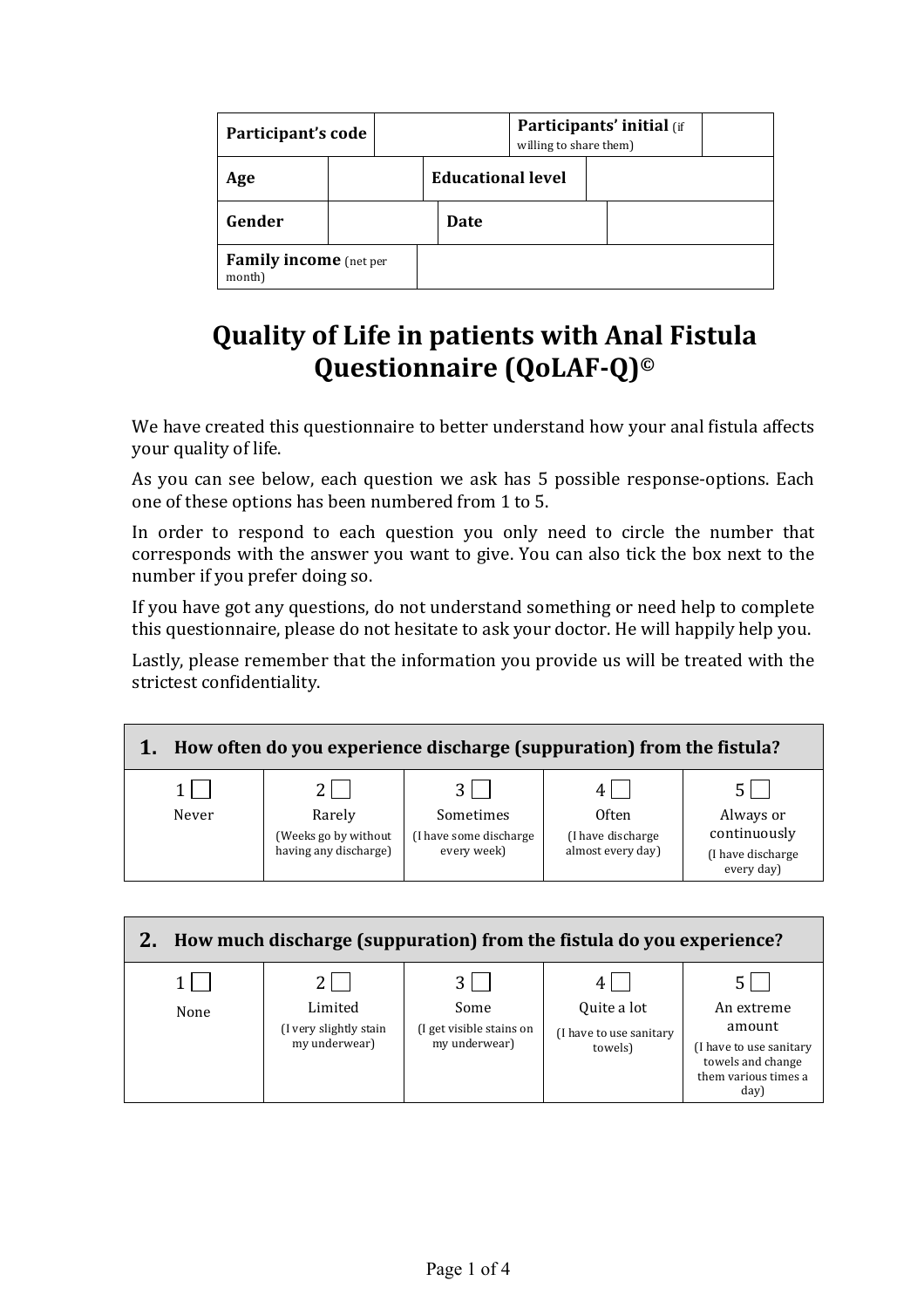| Participant's code | | Participants' initial (if willing to share them) | |
|---|---|---|---|
| Age | | Educational level | |
| Gender | | Date | |
| Family income (net per month) | | | |

# Quality of Life in patients with Anal Fistula Questionnaire (QoLAF-Q)©

We have created this questionnaire to better understand how your anal fistula affects your quality of life.

As you can see below, each question we ask has 5 possible response-options. Each one of these options has been numbered from 1 to 5.

In order to respond to each question you only need to circle the number that corresponds with the answer you want to give. You can also tick the box next to the number if you prefer doing so.

If you have got any questions, do not understand something or need help to complete this questionnaire, please do not hesitate to ask your doctor. He will happily help you.

Lastly, please remember that the information you provide us will be treated with the strictest confidentiality.

| **1. How often do you experience discharge (suppuration) from the fistula?** | | | | |
|---|---|---|---|---|
| 1 ☐ Never | 2 ☐ Rarely (Weeks go by without having any discharge) | 3 ☐ Sometimes (I have some discharge every week) | 4 ☐ Often (I have discharge almost every day) | 5 ☐ Always or continuously (I have discharge every day) |

| **2. How much discharge (suppuration) from the fistula do you experience?** | | | | |
|---|---|---|---|---|
| 1 ☐ None | 2 ☐ Limited (I very slightly stain my underwear) | 3 ☐ Some (I get visible stains on my underwear) | 4 ☐ Quite a lot (I have to use sanitary towels) | 5 ☐ An extreme amount (I have to use sanitary towels and change them various times a day) |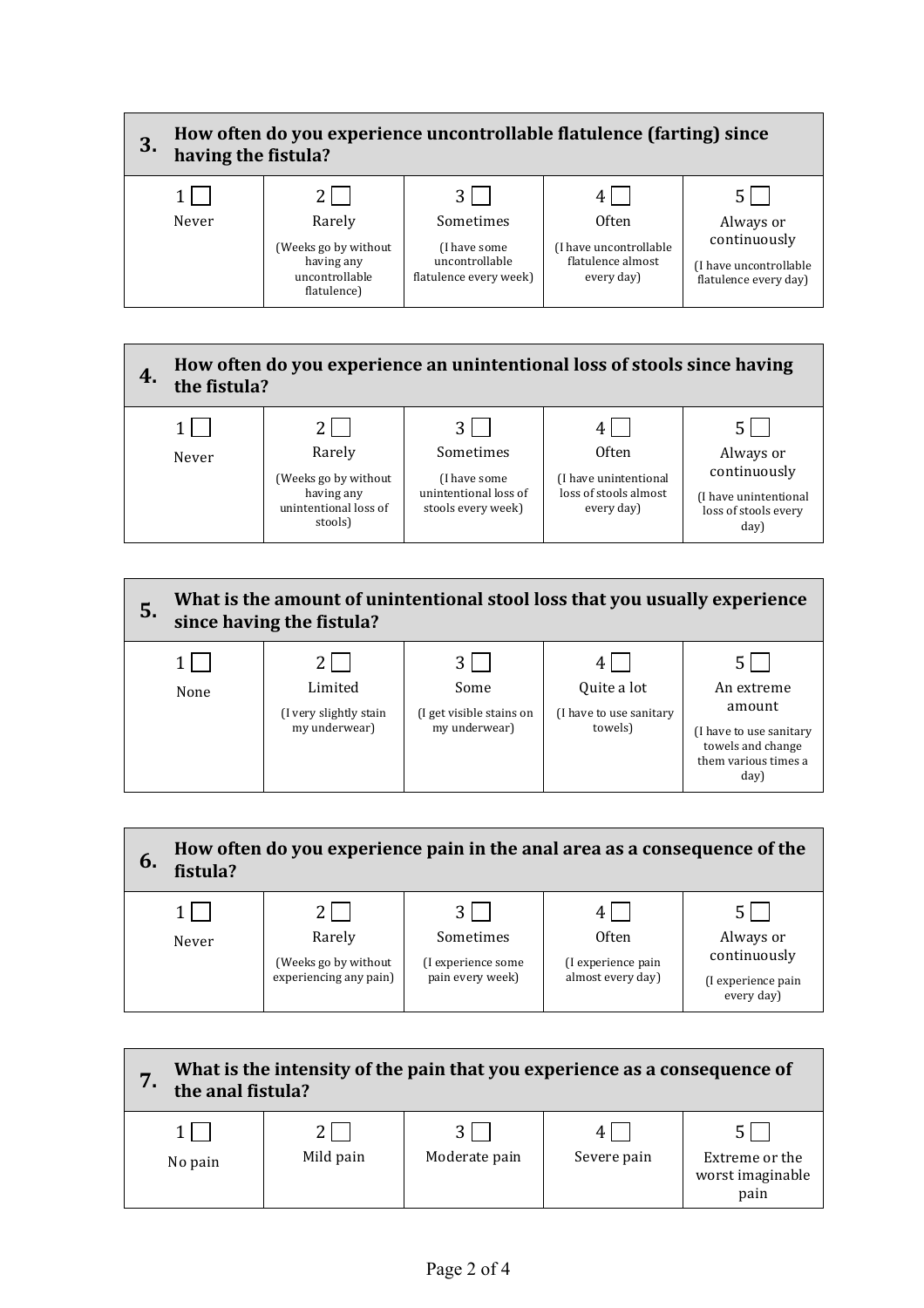| 3. | How often do you experience uncontrollable flatulence (farting) since having the fistula? | | | |
|---|---|---|---|---|
| 1 ☐ Never | 2 ☐ Rarely (Weeks go by without having any uncontrollable flatulence) | 3 ☐ Sometimes (I have some uncontrollable flatulence every week) | 4 ☐ Often (I have uncontrollable flatulence almost every day) | 5 ☐ Always or continuously (I have uncontrollable flatulence every day) |

| 4. | How often do you experience an unintentional loss of stools since having the fistula? | | | |
|---|---|---|---|---|
| 1 ☐ Never | 2 ☐ Rarely (Weeks go by without having any unintentional loss of stools) | 3 ☐ Sometimes (I have some unintentional loss of stools every week) | 4 ☐ Often (I have unintentional loss of stools almost every day) | 5 ☐ Always or continuously (I have unintentional loss of stools every day) |

| 5. | What is the amount of unintentional stool loss that you usually experience since having the fistula? | | | |
|---|---|---|---|---|
| 1 ☐ None | 2 ☐ Limited (I very slightly stain my underwear) | 3 ☐ Some (I get visible stains on my underwear) | 4 ☐ Quite a lot (I have to use sanitary towels) | 5 ☐ An extreme amount (I have to use sanitary towels and change them various times a day) |

| 6. | How often do you experience pain in the anal area as a consequence of the fistula? | | | |
|---|---|---|---|---|
| 1 ☐ Never | 2 ☐ Rarely (Weeks go by without experiencing any pain) | 3 ☐ Sometimes (I experience some pain every week) | 4 ☐ Often (I experience pain almost every day) | 5 ☐ Always or continuously (I experience pain every day) |

| 7. | What is the intensity of the pain that you experience as a consequence of the anal fistula? | | | |
|---|---|---|---|---|
| 1 ☐ No pain | 2 ☐ Mild pain | 3 ☐ Moderate pain | 4 ☐ Severe pain | 5 ☐ Extreme or the worst imaginable pain |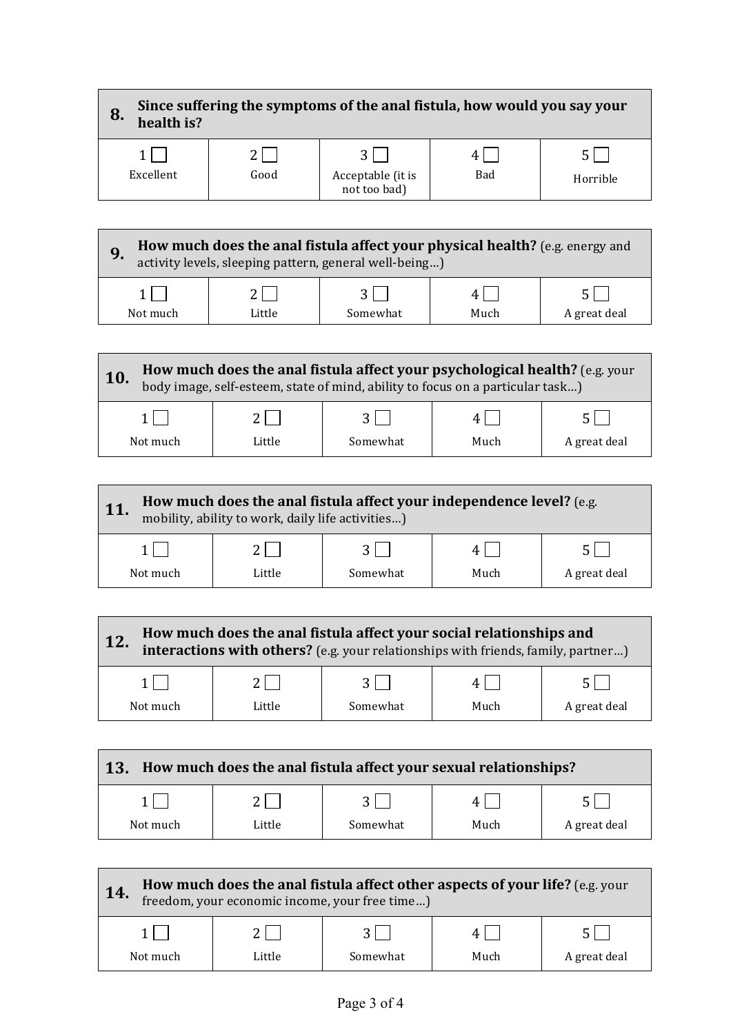| **8.** | **Since suffering the symptoms of the anal fistula, how would you say your health is?** | | | |
|---|---|---|---|---|
| 1 ☐<br>Excellent | 2 ☐<br>Good | 3 ☐<br>Acceptable (it is not too bad) | 4 ☐<br>Bad | 5 ☐<br>Horrible |

| **9.** | **How much does the anal fistula affect your physical health?** (e.g. energy and activity levels, sleeping pattern, general well-being…) | | | |
|---|---|---|---|---|
| 1 ☐<br>Not much | 2 ☐<br>Little | 3 ☐<br>Somewhat | 4 ☐<br>Much | 5 ☐<br>A great deal |

| **10.** | **How much does the anal fistula affect your psychological health?** (e.g. your body image, self-esteem, state of mind, ability to focus on a particular task…) | | | |
|---|---|---|---|---|
| 1 ☐<br>Not much | 2 ☐<br>Little | 3 ☐<br>Somewhat | 4 ☐<br>Much | 5 ☐<br>A great deal |

| **11.** | **How much does the anal fistula affect your independence level?** (e.g. mobility, ability to work, daily life activities…) | | | |
|---|---|---|---|---|
| 1 ☐<br>Not much | 2 ☐<br>Little | 3 ☐<br>Somewhat | 4 ☐<br>Much | 5 ☐<br>A great deal |

| **12.** | **How much does the anal fistula affect your social relationships and interactions with others?** (e.g. your relationships with friends, family, partner…) | | | |
|---|---|---|---|---|
| 1 ☐<br>Not much | 2 ☐<br>Little | 3 ☐<br>Somewhat | 4 ☐<br>Much | 5 ☐<br>A great deal |

| **13.** | **How much does the anal fistula affect your sexual relationships?** | | | |
|---|---|---|---|---|
| 1 ☐<br>Not much | 2 ☐<br>Little | 3 ☐<br>Somewhat | 4 ☐<br>Much | 5 ☐<br>A great deal |

| **14.** | **How much does the anal fistula affect other aspects of your life?** (e.g. your freedom, your economic income, your free time…) | | | |
|---|---|---|---|---|
| 1 ☐<br>Not much | 2 ☐<br>Little | 3 ☐<br>Somewhat | 4 ☐<br>Much | 5 ☐<br>A great deal |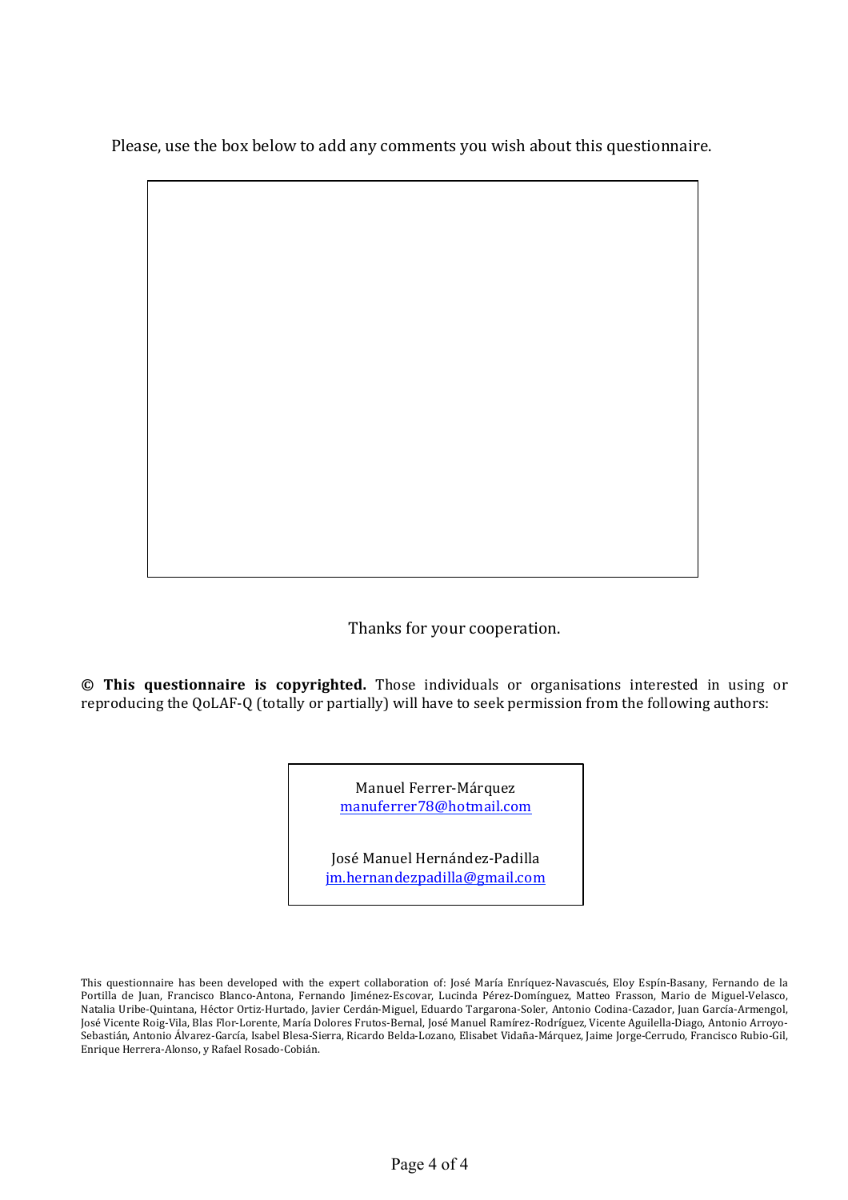Please, use the box below to add any comments you wish about this questionnaire.

| |
|---|
| |

Thanks for your cooperation.

**© This questionnaire is copyrighted.** Those individuals or organisations interested in using or reproducing the QoLAF-Q (totally or partially) will have to seek permission from the following authors:

Manuel Ferrer-Márquez
manuferrer78@hotmail.com

José Manuel Hernández-Padilla
jm.hernandezpadilla@gmail.com

This questionnaire has been developed with the expert collaboration of: José María Enríquez-Navascués, Eloy Espín-Basany, Fernando de la Portilla de Juan, Francisco Blanco-Antona, Fernando Jiménez-Escovar, Lucinda Pérez-Domínguez, Matteo Frasson, Mario de Miguel-Velasco, Natalia Uribe-Quintana, Héctor Ortiz-Hurtado, Javier Cerdán-Miguel, Eduardo Targarona-Soler, Antonio Codina-Cazador, Juan García-Armengol, José Vicente Roig-Vila, Blas Flor-Lorente, María Dolores Frutos-Bernal, José Manuel Ramírez-Rodríguez, Vicente Aguilella-Diago, Antonio Arroyo-Sebastián, Antonio Álvarez-García, Isabel Blesa-Sierra, Ricardo Belda-Lozano, Elisabet Vidaña-Márquez, Jaime Jorge-Cerrudo, Francisco Rubio-Gil, Enrique Herrera-Alonso, y Rafael Rosado-Cobián.